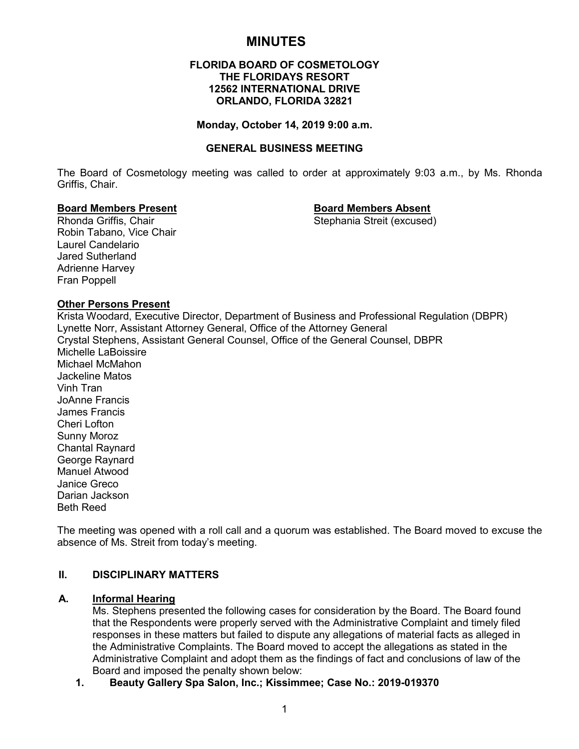# MINUTES

**FLORIDA BOARD OF COSMETOLOGY**
**THE FLORIDAYS RESORT**
**12562 INTERNATIONAL DRIVE**
**ORLANDO, FLORIDA 32821**

**Monday, October 14, 2019 9:00 a.m.**

**GENERAL BUSINESS MEETING**

The Board of Cosmetology meeting was called to order at approximately 9:03 a.m., by Ms. Rhonda Griffis, Chair.

**Board Members Present**
Rhonda Griffis, Chair
Robin Tabano, Vice Chair
Laurel Candelario
Jared Sutherland
Adrienne Harvey
Fran Poppell

**Board Members Absent**
Stephania Streit (excused)

**Other Persons Present**
Krista Woodard, Executive Director, Department of Business and Professional Regulation (DBPR)
Lynette Norr, Assistant Attorney General, Office of the Attorney General
Crystal Stephens, Assistant General Counsel, Office of the General Counsel, DBPR
Michelle LaBoissire
Michael McMahon
Jackeline Matos
Vinh Tran
JoAnne Francis
James Francis
Cheri Lofton
Sunny Moroz
Chantal Raynard
George Raynard
Manuel Atwood
Janice Greco
Darian Jackson
Beth Reed

The meeting was opened with a roll call and a quorum was established. The Board moved to excuse the absence of Ms. Streit from today's meeting.

## II. DISCIPLINARY MATTERS

### A. Informal Hearing

Ms. Stephens presented the following cases for consideration by the Board. The Board found that the Respondents were properly served with the Administrative Complaint and timely filed responses in these matters but failed to dispute any allegations of material facts as alleged in the Administrative Complaints. The Board moved to accept the allegations as stated in the Administrative Complaint and adopt them as the findings of fact and conclusions of law of the Board and imposed the penalty shown below:

1. **Beauty Gallery Spa Salon, Inc.; Kissimmee; Case No.: 2019-019370**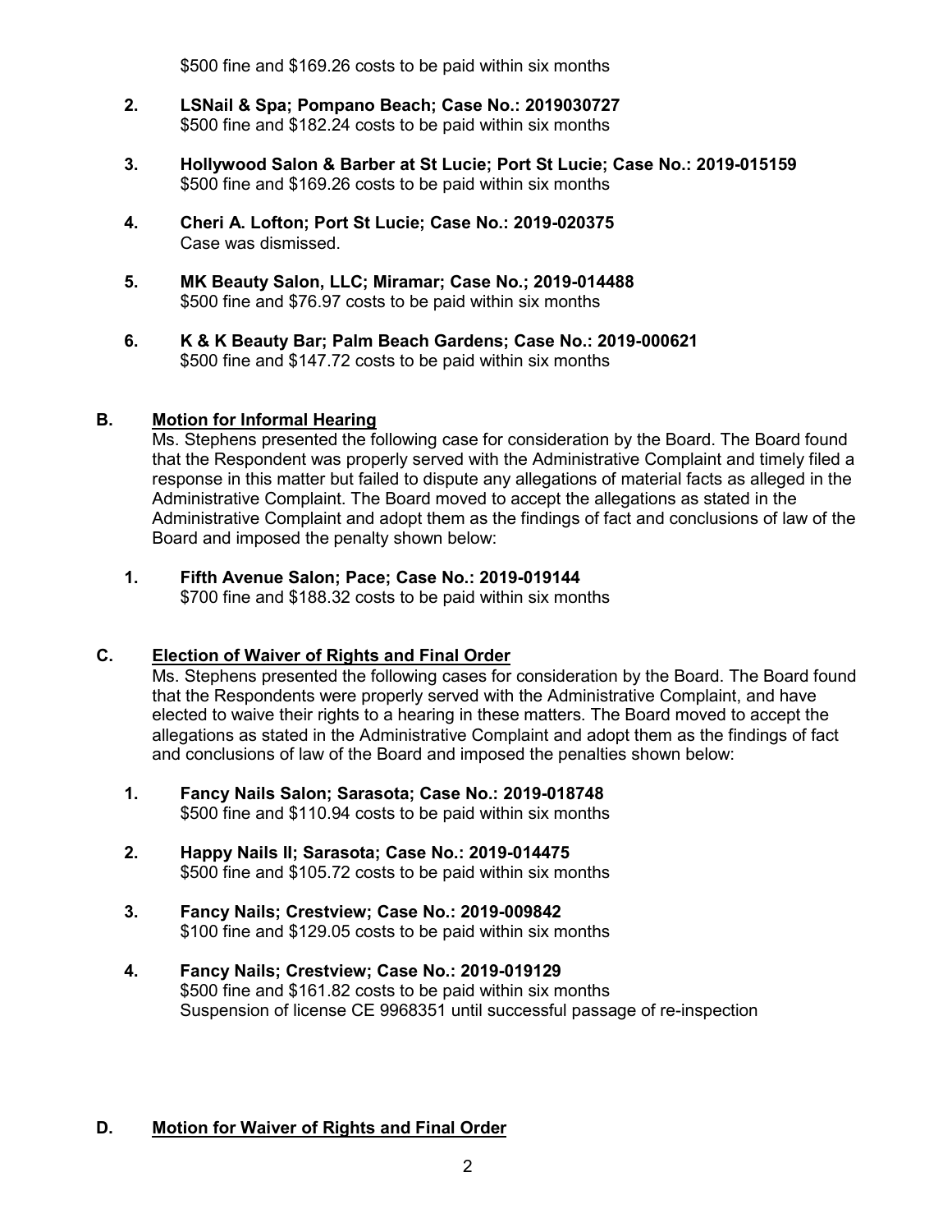$500 fine and $169.26 costs to be paid within six months

2. **LSNail & Spa; Pompano Beach; Case No.: 2019030727**
   $500 fine and $182.24 costs to be paid within six months

3. **Hollywood Salon & Barber at St Lucie; Port St Lucie; Case No.: 2019-015159**
   $500 fine and $169.26 costs to be paid within six months

4. **Cheri A. Lofton; Port St Lucie; Case No.: 2019-020375**
   Case was dismissed.

5. **MK Beauty Salon, LLC; Miramar; Case No.; 2019-014488**
   $500 fine and $76.97 costs to be paid within six months

6. **K & K Beauty Bar; Palm Beach Gardens; Case No.: 2019-000621**
   $500 fine and $147.72 costs to be paid within six months

## B. Motion for Informal Hearing

Ms. Stephens presented the following case for consideration by the Board. The Board found that the Respondent was properly served with the Administrative Complaint and timely filed a response in this matter but failed to dispute any allegations of material facts as alleged in the Administrative Complaint. The Board moved to accept the allegations as stated in the Administrative Complaint and adopt them as the findings of fact and conclusions of law of the Board and imposed the penalty shown below:

1. **Fifth Avenue Salon; Pace; Case No.: 2019-019144**
   $700 fine and $188.32 costs to be paid within six months

## C. Election of Waiver of Rights and Final Order

Ms. Stephens presented the following cases for consideration by the Board. The Board found that the Respondents were properly served with the Administrative Complaint, and have elected to waive their rights to a hearing in these matters. The Board moved to accept the allegations as stated in the Administrative Complaint and adopt them as the findings of fact and conclusions of law of the Board and imposed the penalties shown below:

1. **Fancy Nails Salon; Sarasota; Case No.: 2019-018748**
   $500 fine and $110.94 costs to be paid within six months

2. **Happy Nails II; Sarasota; Case No.: 2019-014475**
   $500 fine and $105.72 costs to be paid within six months

3. **Fancy Nails; Crestview; Case No.: 2019-009842**
   $100 fine and $129.05 costs to be paid within six months

4. **Fancy Nails; Crestview; Case No.: 2019-019129**
   $500 fine and $161.82 costs to be paid within six months
   Suspension of license CE 9968351 until successful passage of re-inspection

## D. Motion for Waiver of Rights and Final Order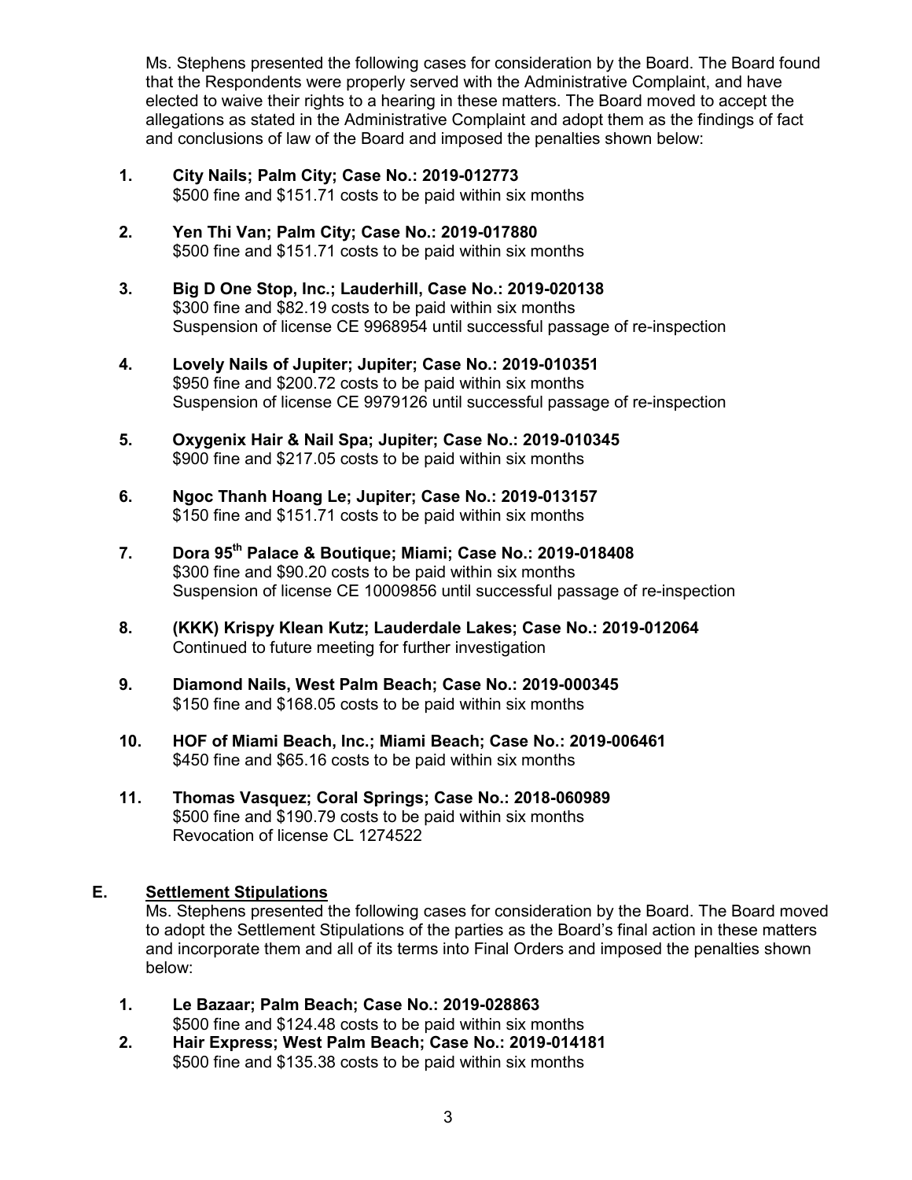Ms. Stephens presented the following cases for consideration by the Board. The Board found that the Respondents were properly served with the Administrative Complaint, and have elected to waive their rights to a hearing in these matters. The Board moved to accept the allegations as stated in the Administrative Complaint and adopt them as the findings of fact and conclusions of law of the Board and imposed the penalties shown below:

1. **City Nails; Palm City; Case No.: 2019-012773**
   $500 fine and $151.71 costs to be paid within six months

2. **Yen Thi Van; Palm City; Case No.: 2019-017880**
   $500 fine and $151.71 costs to be paid within six months

3. **Big D One Stop, Inc.; Lauderhill, Case No.: 2019-020138**
   $300 fine and $82.19 costs to be paid within six months
   Suspension of license CE 9968954 until successful passage of re-inspection

4. **Lovely Nails of Jupiter; Jupiter; Case No.: 2019-010351**
   $950 fine and $200.72 costs to be paid within six months
   Suspension of license CE 9979126 until successful passage of re-inspection

5. **Oxygenix Hair & Nail Spa; Jupiter; Case No.: 2019-010345**
   $900 fine and $217.05 costs to be paid within six months

6. **Ngoc Thanh Hoang Le; Jupiter; Case No.: 2019-013157**
   $150 fine and $151.71 costs to be paid within six months

7. **Dora 95th Palace & Boutique; Miami; Case No.: 2019-018408**
   $300 fine and $90.20 costs to be paid within six months
   Suspension of license CE 10009856 until successful passage of re-inspection

8. **(KKK) Krispy Klean Kutz; Lauderdale Lakes; Case No.: 2019-012064**
   Continued to future meeting for further investigation

9. **Diamond Nails, West Palm Beach; Case No.: 2019-000345**
   $150 fine and $168.05 costs to be paid within six months

10. **HOF of Miami Beach, Inc.; Miami Beach; Case No.: 2019-006461**
    $450 fine and $65.16 costs to be paid within six months

11. **Thomas Vasquez; Coral Springs; Case No.: 2018-060989**
    $500 fine and $190.79 costs to be paid within six months
    Revocation of license CL 1274522

## E. Settlement Stipulations

Ms. Stephens presented the following cases for consideration by the Board. The Board moved to adopt the Settlement Stipulations of the parties as the Board's final action in these matters and incorporate them and all of its terms into Final Orders and imposed the penalties shown below:

1. **Le Bazaar; Palm Beach; Case No.: 2019-028863**
   $500 fine and $124.48 costs to be paid within six months
2. **Hair Express; West Palm Beach; Case No.: 2019-014181**
   $500 fine and $135.38 costs to be paid within six months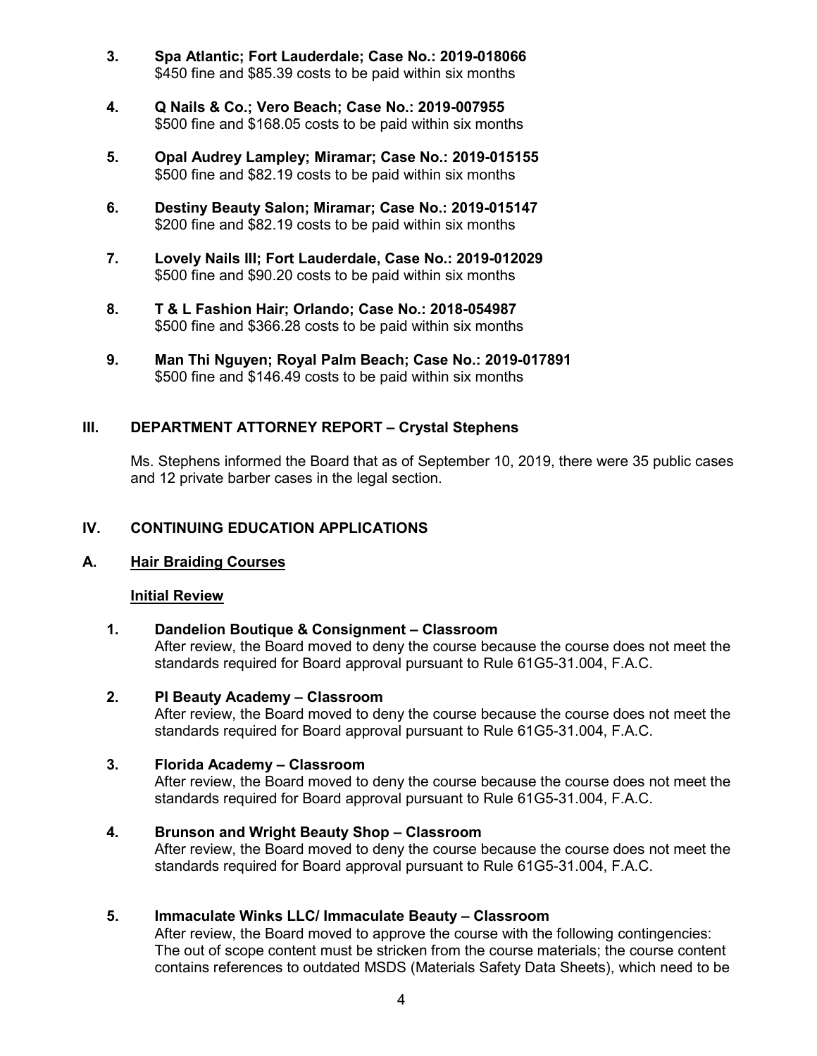3. **Spa Atlantic; Fort Lauderdale; Case No.: 2019-018066**
   $450 fine and $85.39 costs to be paid within six months

4. **Q Nails & Co.; Vero Beach; Case No.: 2019-007955**
   $500 fine and $168.05 costs to be paid within six months

5. **Opal Audrey Lampley; Miramar; Case No.: 2019-015155**
   $500 fine and $82.19 costs to be paid within six months

6. **Destiny Beauty Salon; Miramar; Case No.: 2019-015147**
   $200 fine and $82.19 costs to be paid within six months

7. **Lovely Nails III; Fort Lauderdale, Case No.: 2019-012029**
   $500 fine and $90.20 costs to be paid within six months

8. **T & L Fashion Hair; Orlando; Case No.: 2018-054987**
   $500 fine and $366.28 costs to be paid within six months

9. **Man Thi Nguyen; Royal Palm Beach; Case No.: 2019-017891**
   $500 fine and $146.49 costs to be paid within six months

## III. DEPARTMENT ATTORNEY REPORT – Crystal Stephens

Ms. Stephens informed the Board that as of September 10, 2019, there were 35 public cases and 12 private barber cases in the legal section.

## IV. CONTINUING EDUCATION APPLICATIONS

### A. Hair Braiding Courses

**Initial Review**

1. **Dandelion Boutique & Consignment – Classroom**
   After review, the Board moved to deny the course because the course does not meet the standards required for Board approval pursuant to Rule 61G5-31.004, F.A.C.

2. **PI Beauty Academy – Classroom**
   After review, the Board moved to deny the course because the course does not meet the standards required for Board approval pursuant to Rule 61G5-31.004, F.A.C.

3. **Florida Academy – Classroom**
   After review, the Board moved to deny the course because the course does not meet the standards required for Board approval pursuant to Rule 61G5-31.004, F.A.C.

4. **Brunson and Wright Beauty Shop – Classroom**
   After review, the Board moved to deny the course because the course does not meet the standards required for Board approval pursuant to Rule 61G5-31.004, F.A.C.

5. **Immaculate Winks LLC/ Immaculate Beauty – Classroom**
   After review, the Board moved to approve the course with the following contingencies: The out of scope content must be stricken from the course materials; the course content contains references to outdated MSDS (Materials Safety Data Sheets), which need to be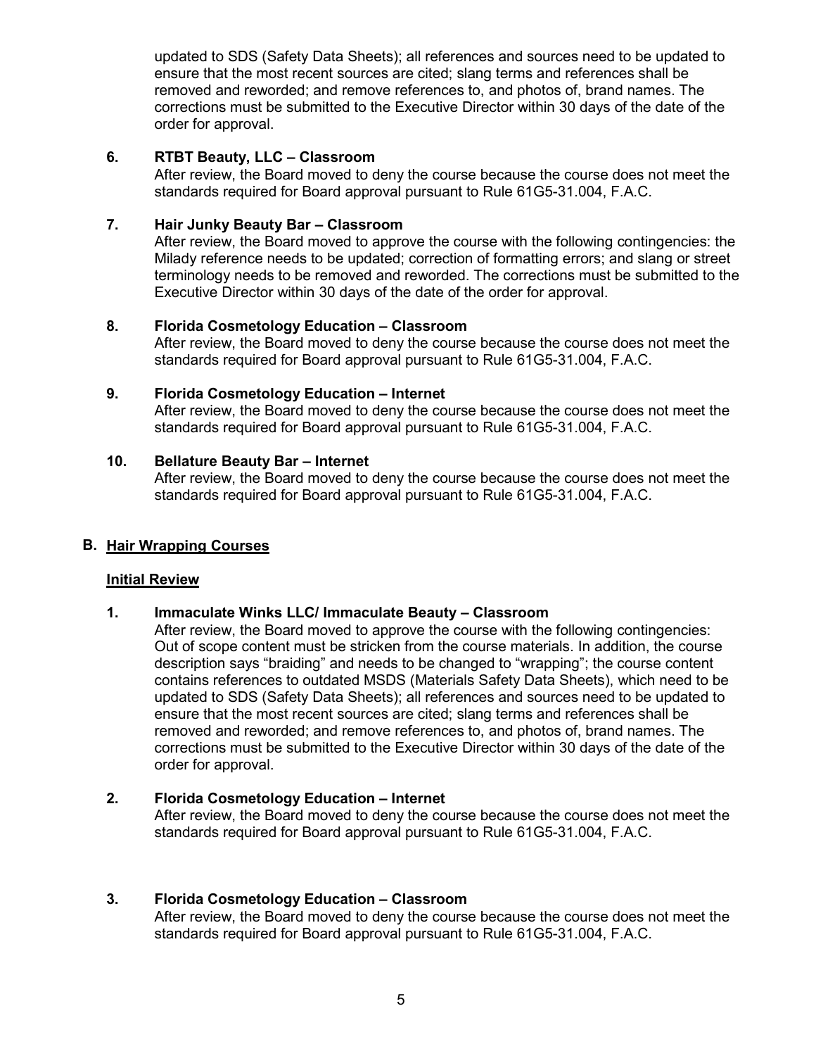updated to SDS (Safety Data Sheets); all references and sources need to be updated to ensure that the most recent sources are cited; slang terms and references shall be removed and reworded; and remove references to, and photos of, brand names. The corrections must be submitted to the Executive Director within 30 days of the date of the order for approval.

6. **RTBT Beauty, LLC – Classroom**
   After review, the Board moved to deny the course because the course does not meet the standards required for Board approval pursuant to Rule 61G5-31.004, F.A.C.

7. **Hair Junky Beauty Bar – Classroom**
   After review, the Board moved to approve the course with the following contingencies: the Milady reference needs to be updated; correction of formatting errors; and slang or street terminology needs to be removed and reworded. The corrections must be submitted to the Executive Director within 30 days of the date of the order for approval.

8. **Florida Cosmetology Education – Classroom**
   After review, the Board moved to deny the course because the course does not meet the standards required for Board approval pursuant to Rule 61G5-31.004, F.A.C.

9. **Florida Cosmetology Education – Internet**
   After review, the Board moved to deny the course because the course does not meet the standards required for Board approval pursuant to Rule 61G5-31.004, F.A.C.

10. **Bellature Beauty Bar – Internet**
    After review, the Board moved to deny the course because the course does not meet the standards required for Board approval pursuant to Rule 61G5-31.004, F.A.C.

## B. Hair Wrapping Courses

**Initial Review**

1. **Immaculate Winks LLC/ Immaculate Beauty – Classroom**
   After review, the Board moved to approve the course with the following contingencies: Out of scope content must be stricken from the course materials. In addition, the course description says "braiding" and needs to be changed to "wrapping"; the course content contains references to outdated MSDS (Materials Safety Data Sheets), which need to be updated to SDS (Safety Data Sheets); all references and sources need to be updated to ensure that the most recent sources are cited; slang terms and references shall be removed and reworded; and remove references to, and photos of, brand names. The corrections must be submitted to the Executive Director within 30 days of the date of the order for approval.

2. **Florida Cosmetology Education – Internet**
   After review, the Board moved to deny the course because the course does not meet the standards required for Board approval pursuant to Rule 61G5-31.004, F.A.C.

3. **Florida Cosmetology Education – Classroom**
   After review, the Board moved to deny the course because the course does not meet the standards required for Board approval pursuant to Rule 61G5-31.004, F.A.C.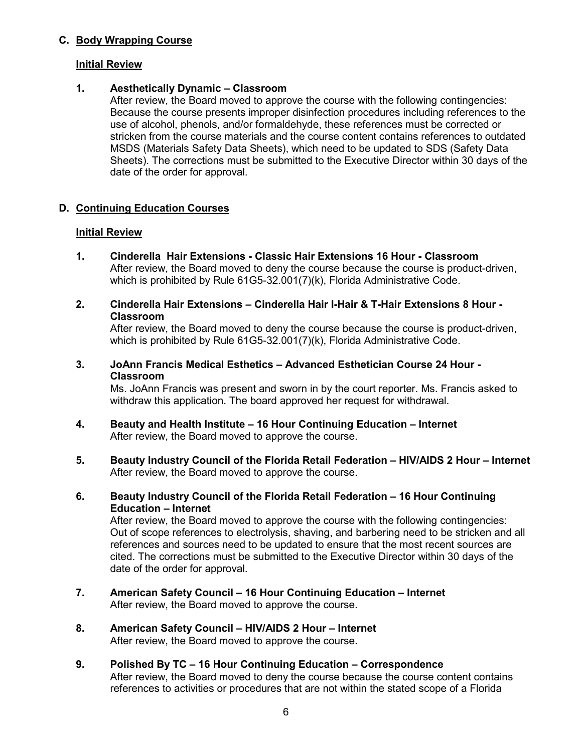### C. Body Wrapping Course

**Initial Review**

**1. Aesthetically Dynamic – Classroom**
After review, the Board moved to approve the course with the following contingencies: Because the course presents improper disinfection procedures including references to the use of alcohol, phenols, and/or formaldehyde, these references must be corrected or stricken from the course materials and the course content contains references to outdated MSDS (Materials Safety Data Sheets), which need to be updated to SDS (Safety Data Sheets). The corrections must be submitted to the Executive Director within 30 days of the date of the order for approval.

### D. Continuing Education Courses

**Initial Review**

**1. Cinderella Hair Extensions - Classic Hair Extensions 16 Hour - Classroom**
After review, the Board moved to deny the course because the course is product-driven, which is prohibited by Rule 61G5-32.001(7)(k), Florida Administrative Code.

**2. Cinderella Hair Extensions – Cinderella Hair I-Hair & T-Hair Extensions 8 Hour - Classroom**
After review, the Board moved to deny the course because the course is product-driven, which is prohibited by Rule 61G5-32.001(7)(k), Florida Administrative Code.

**3. JoAnn Francis Medical Esthetics – Advanced Esthetician Course 24 Hour - Classroom**
Ms. JoAnn Francis was present and sworn in by the court reporter. Ms. Francis asked to withdraw this application. The board approved her request for withdrawal.

**4. Beauty and Health Institute – 16 Hour Continuing Education – Internet**
After review, the Board moved to approve the course.

**5. Beauty Industry Council of the Florida Retail Federation – HIV/AIDS 2 Hour – Internet**
After review, the Board moved to approve the course.

**6. Beauty Industry Council of the Florida Retail Federation – 16 Hour Continuing Education – Internet**
After review, the Board moved to approve the course with the following contingencies: Out of scope references to electrolysis, shaving, and barbering need to be stricken and all references and sources need to be updated to ensure that the most recent sources are cited. The corrections must be submitted to the Executive Director within 30 days of the date of the order for approval.

**7. American Safety Council – 16 Hour Continuing Education – Internet**
After review, the Board moved to approve the course.

**8. American Safety Council – HIV/AIDS 2 Hour – Internet**
After review, the Board moved to approve the course.

**9. Polished By TC – 16 Hour Continuing Education – Correspondence**
After review, the Board moved to deny the course because the course content contains references to activities or procedures that are not within the stated scope of a Florida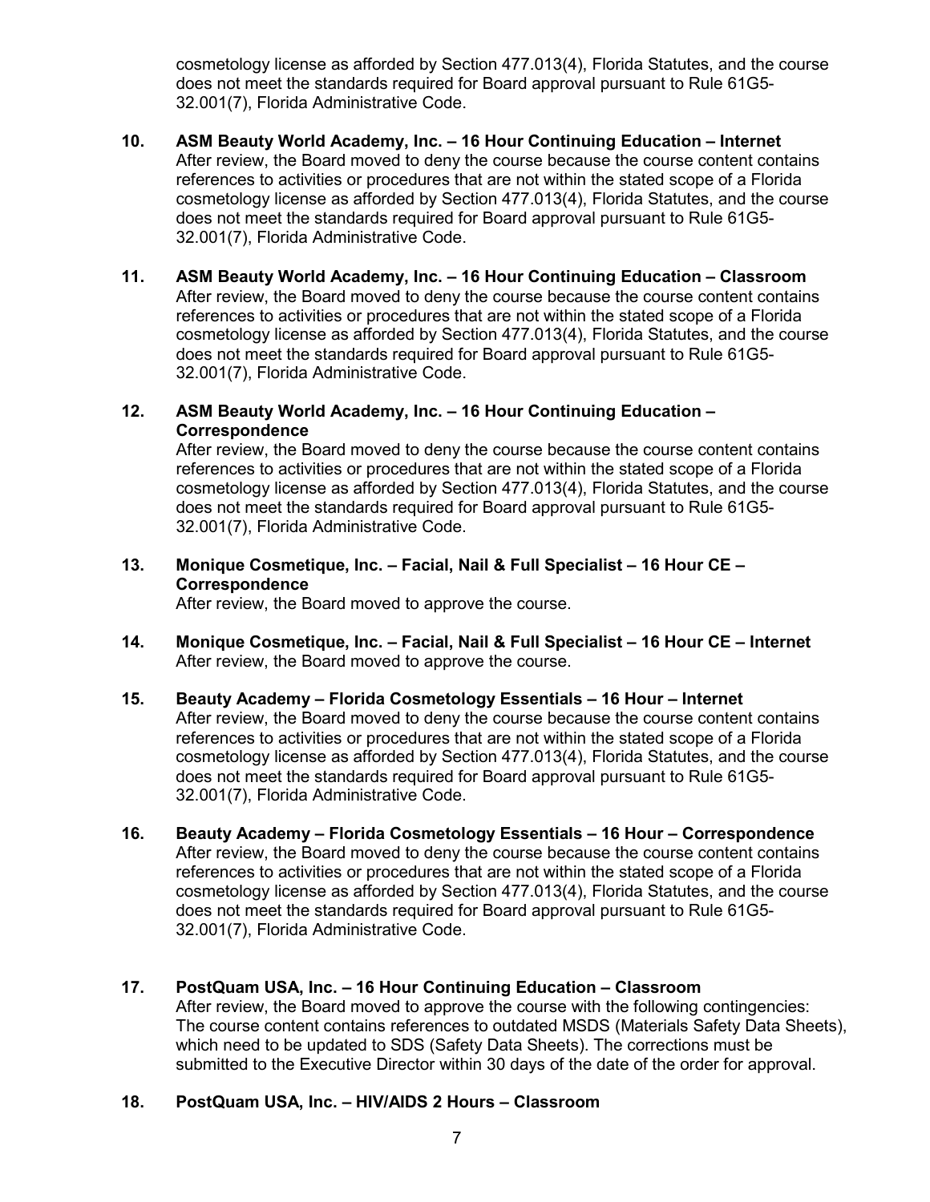cosmetology license as afforded by Section 477.013(4), Florida Statutes, and the course does not meet the standards required for Board approval pursuant to Rule 61G5-32.001(7), Florida Administrative Code.

10. **ASM Beauty World Academy, Inc. – 16 Hour Continuing Education – Internet**
    After review, the Board moved to deny the course because the course content contains references to activities or procedures that are not within the stated scope of a Florida cosmetology license as afforded by Section 477.013(4), Florida Statutes, and the course does not meet the standards required for Board approval pursuant to Rule 61G5-32.001(7), Florida Administrative Code.

11. **ASM Beauty World Academy, Inc. – 16 Hour Continuing Education – Classroom**
    After review, the Board moved to deny the course because the course content contains references to activities or procedures that are not within the stated scope of a Florida cosmetology license as afforded by Section 477.013(4), Florida Statutes, and the course does not meet the standards required for Board approval pursuant to Rule 61G5-32.001(7), Florida Administrative Code.

12. **ASM Beauty World Academy, Inc. – 16 Hour Continuing Education – Correspondence**
    After review, the Board moved to deny the course because the course content contains references to activities or procedures that are not within the stated scope of a Florida cosmetology license as afforded by Section 477.013(4), Florida Statutes, and the course does not meet the standards required for Board approval pursuant to Rule 61G5-32.001(7), Florida Administrative Code.

13. **Monique Cosmetique, Inc. – Facial, Nail & Full Specialist – 16 Hour CE – Correspondence**
    After review, the Board moved to approve the course.

14. **Monique Cosmetique, Inc. – Facial, Nail & Full Specialist – 16 Hour CE – Internet**
    After review, the Board moved to approve the course.

15. **Beauty Academy – Florida Cosmetology Essentials – 16 Hour – Internet**
    After review, the Board moved to deny the course because the course content contains references to activities or procedures that are not within the stated scope of a Florida cosmetology license as afforded by Section 477.013(4), Florida Statutes, and the course does not meet the standards required for Board approval pursuant to Rule 61G5-32.001(7), Florida Administrative Code.

16. **Beauty Academy – Florida Cosmetology Essentials – 16 Hour – Correspondence**
    After review, the Board moved to deny the course because the course content contains references to activities or procedures that are not within the stated scope of a Florida cosmetology license as afforded by Section 477.013(4), Florida Statutes, and the course does not meet the standards required for Board approval pursuant to Rule 61G5-32.001(7), Florida Administrative Code.

17. **PostQuam USA, Inc. – 16 Hour Continuing Education – Classroom**
    After review, the Board moved to approve the course with the following contingencies: The course content contains references to outdated MSDS (Materials Safety Data Sheets), which need to be updated to SDS (Safety Data Sheets). The corrections must be submitted to the Executive Director within 30 days of the date of the order for approval.

18. **PostQuam USA, Inc. – HIV/AIDS 2 Hours – Classroom**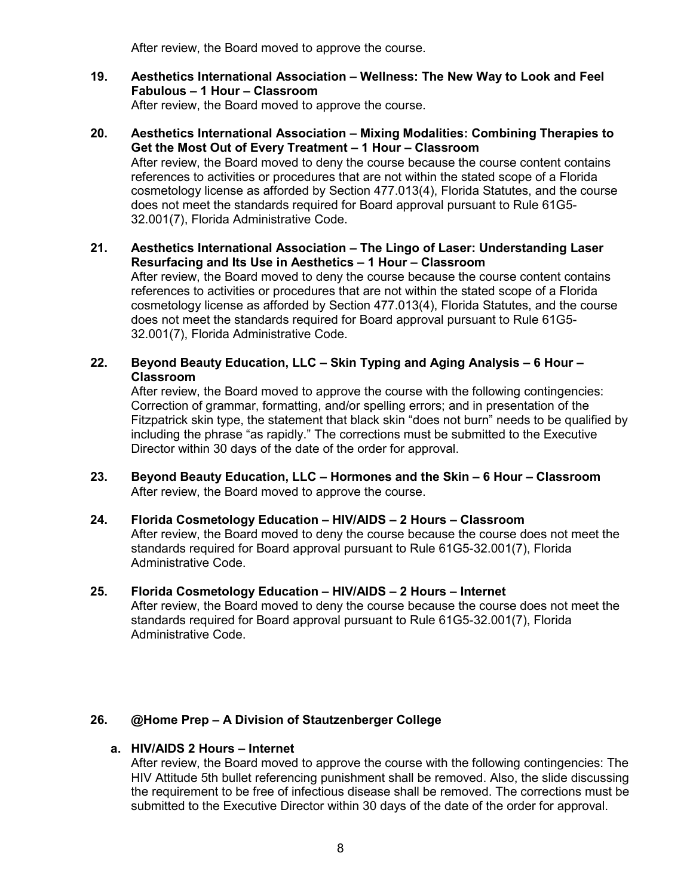After review, the Board moved to approve the course.

**19. Aesthetics International Association – Wellness: The New Way to Look and Feel Fabulous – 1 Hour – Classroom**

After review, the Board moved to approve the course.

**20. Aesthetics International Association – Mixing Modalities: Combining Therapies to Get the Most Out of Every Treatment – 1 Hour – Classroom**

After review, the Board moved to deny the course because the course content contains references to activities or procedures that are not within the stated scope of a Florida cosmetology license as afforded by Section 477.013(4), Florida Statutes, and the course does not meet the standards required for Board approval pursuant to Rule 61G5-32.001(7), Florida Administrative Code.

**21. Aesthetics International Association – The Lingo of Laser: Understanding Laser Resurfacing and Its Use in Aesthetics – 1 Hour – Classroom**

After review, the Board moved to deny the course because the course content contains references to activities or procedures that are not within the stated scope of a Florida cosmetology license as afforded by Section 477.013(4), Florida Statutes, and the course does not meet the standards required for Board approval pursuant to Rule 61G5-32.001(7), Florida Administrative Code.

**22. Beyond Beauty Education, LLC – Skin Typing and Aging Analysis – 6 Hour – Classroom**

After review, the Board moved to approve the course with the following contingencies: Correction of grammar, formatting, and/or spelling errors; and in presentation of the Fitzpatrick skin type, the statement that black skin "does not burn" needs to be qualified by including the phrase "as rapidly." The corrections must be submitted to the Executive Director within 30 days of the date of the order for approval.

**23. Beyond Beauty Education, LLC – Hormones and the Skin – 6 Hour – Classroom**

After review, the Board moved to approve the course.

**24. Florida Cosmetology Education – HIV/AIDS – 2 Hours – Classroom**

After review, the Board moved to deny the course because the course does not meet the standards required for Board approval pursuant to Rule 61G5-32.001(7), Florida Administrative Code.

**25. Florida Cosmetology Education – HIV/AIDS – 2 Hours – Internet**

After review, the Board moved to deny the course because the course does not meet the standards required for Board approval pursuant to Rule 61G5-32.001(7), Florida Administrative Code.

**26. @Home Prep – A Division of Stautzenberger College**

**a. HIV/AIDS 2 Hours – Internet**

After review, the Board moved to approve the course with the following contingencies: The HIV Attitude 5th bullet referencing punishment shall be removed. Also, the slide discussing the requirement to be free of infectious disease shall be removed. The corrections must be submitted to the Executive Director within 30 days of the date of the order for approval.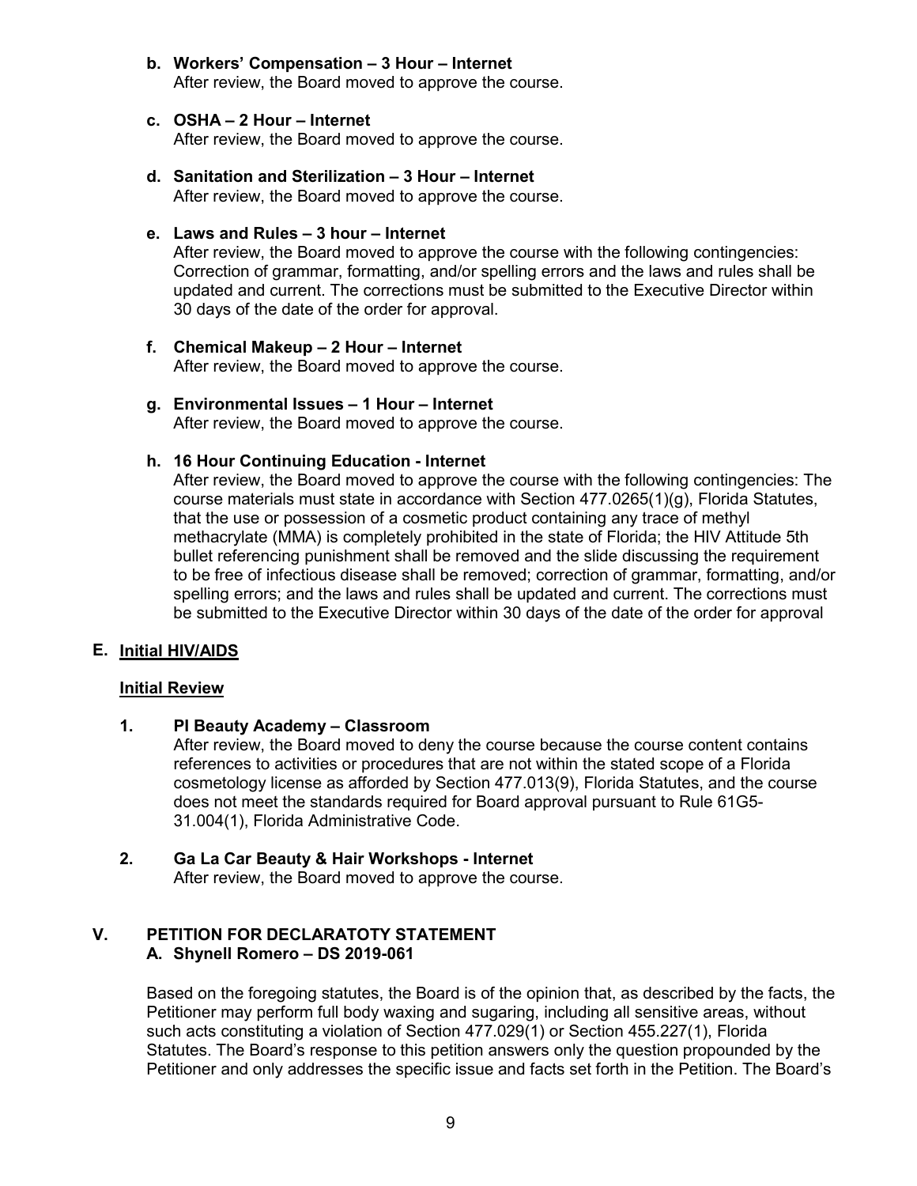**b. Workers' Compensation – 3 Hour – Internet**
After review, the Board moved to approve the course.

**c. OSHA – 2 Hour – Internet**
After review, the Board moved to approve the course.

**d. Sanitation and Sterilization – 3 Hour – Internet**
After review, the Board moved to approve the course.

**e. Laws and Rules – 3 hour – Internet**
After review, the Board moved to approve the course with the following contingencies: Correction of grammar, formatting, and/or spelling errors and the laws and rules shall be updated and current. The corrections must be submitted to the Executive Director within 30 days of the date of the order for approval.

**f. Chemical Makeup – 2 Hour – Internet**
After review, the Board moved to approve the course.

**g. Environmental Issues – 1 Hour – Internet**
After review, the Board moved to approve the course.

**h. 16 Hour Continuing Education - Internet**
After review, the Board moved to approve the course with the following contingencies: The course materials must state in accordance with Section 477.0265(1)(g), Florida Statutes, that the use or possession of a cosmetic product containing any trace of methyl methacrylate (MMA) is completely prohibited in the state of Florida; the HIV Attitude 5th bullet referencing punishment shall be removed and the slide discussing the requirement to be free of infectious disease shall be removed; correction of grammar, formatting, and/or spelling errors; and the laws and rules shall be updated and current. The corrections must be submitted to the Executive Director within 30 days of the date of the order for approval

**E. <u>Initial HIV/AIDS</u>**

**<u>Initial Review</u>**

**1. PI Beauty Academy – Classroom**
After review, the Board moved to deny the course because the course content contains references to activities or procedures that are not within the stated scope of a Florida cosmetology license as afforded by Section 477.013(9), Florida Statutes, and the course does not meet the standards required for Board approval pursuant to Rule 61G5-31.004(1), Florida Administrative Code.

**2. Ga La Car Beauty & Hair Workshops - Internet**
After review, the Board moved to approve the course.

## V. PETITION FOR DECLARATOTY STATEMENT

**A. Shynell Romero – DS 2019-061**

Based on the foregoing statutes, the Board is of the opinion that, as described by the facts, the Petitioner may perform full body waxing and sugaring, including all sensitive areas, without such acts constituting a violation of Section 477.029(1) or Section 455.227(1), Florida Statutes. The Board's response to this petition answers only the question propounded by the Petitioner and only addresses the specific issue and facts set forth in the Petition. The Board's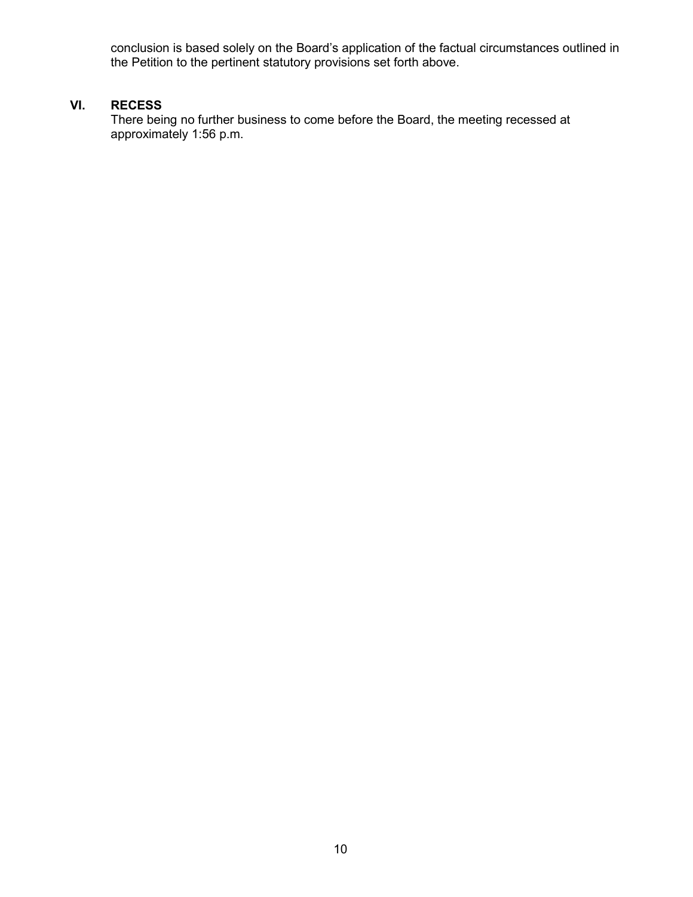conclusion is based solely on the Board's application of the factual circumstances outlined in the Petition to the pertinent statutory provisions set forth above.

## VI. RECESS

There being no further business to come before the Board, the meeting recessed at approximately 1:56 p.m.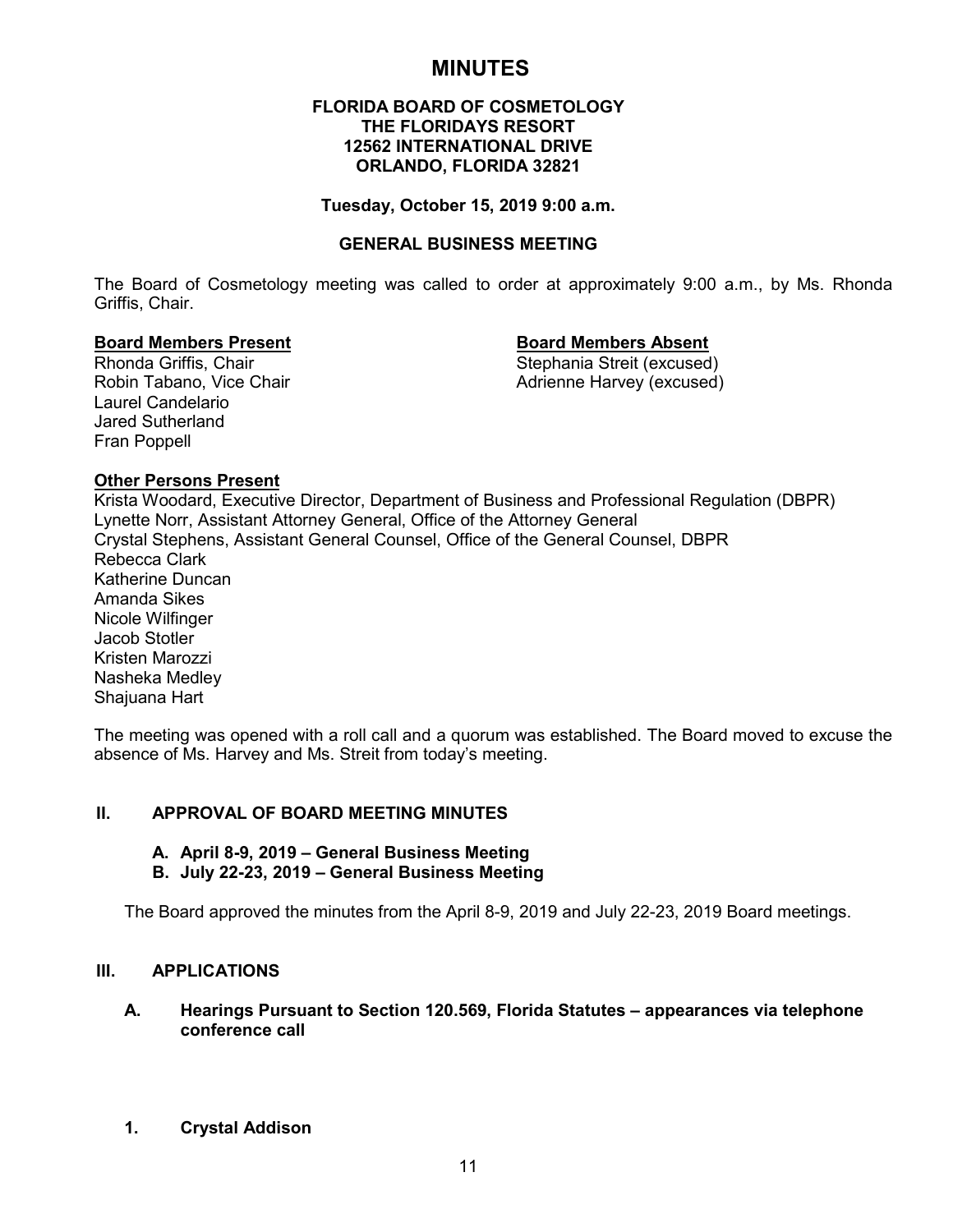# MINUTES

**FLORIDA BOARD OF COSMETOLOGY**
**THE FLORIDAYS RESORT**
**12562 INTERNATIONAL DRIVE**
**ORLANDO, FLORIDA 32821**

**Tuesday, October 15, 2019 9:00 a.m.**

**GENERAL BUSINESS MEETING**

The Board of Cosmetology meeting was called to order at approximately 9:00 a.m., by Ms. Rhonda Griffis, Chair.

**Board Members Present**
Rhonda Griffis, Chair
Robin Tabano, Vice Chair
Laurel Candelario
Jared Sutherland
Fran Poppell

**Board Members Absent**
Stephania Streit (excused)
Adrienne Harvey (excused)

**Other Persons Present**
Krista Woodard, Executive Director, Department of Business and Professional Regulation (DBPR)
Lynette Norr, Assistant Attorney General, Office of the Attorney General
Crystal Stephens, Assistant General Counsel, Office of the General Counsel, DBPR
Rebecca Clark
Katherine Duncan
Amanda Sikes
Nicole Wilfinger
Jacob Stotler
Kristen Marozzi
Nasheka Medley
Shajuana Hart

The meeting was opened with a roll call and a quorum was established. The Board moved to excuse the absence of Ms. Harvey and Ms. Streit from today's meeting.

## II. APPROVAL OF BOARD MEETING MINUTES

**A. April 8-9, 2019 – General Business Meeting**
**B. July 22-23, 2019 – General Business Meeting**

The Board approved the minutes from the April 8-9, 2019 and July 22-23, 2019 Board meetings.

## III. APPLICATIONS

### A. Hearings Pursuant to Section 120.569, Florida Statutes – appearances via telephone conference call

**1. Crystal Addison**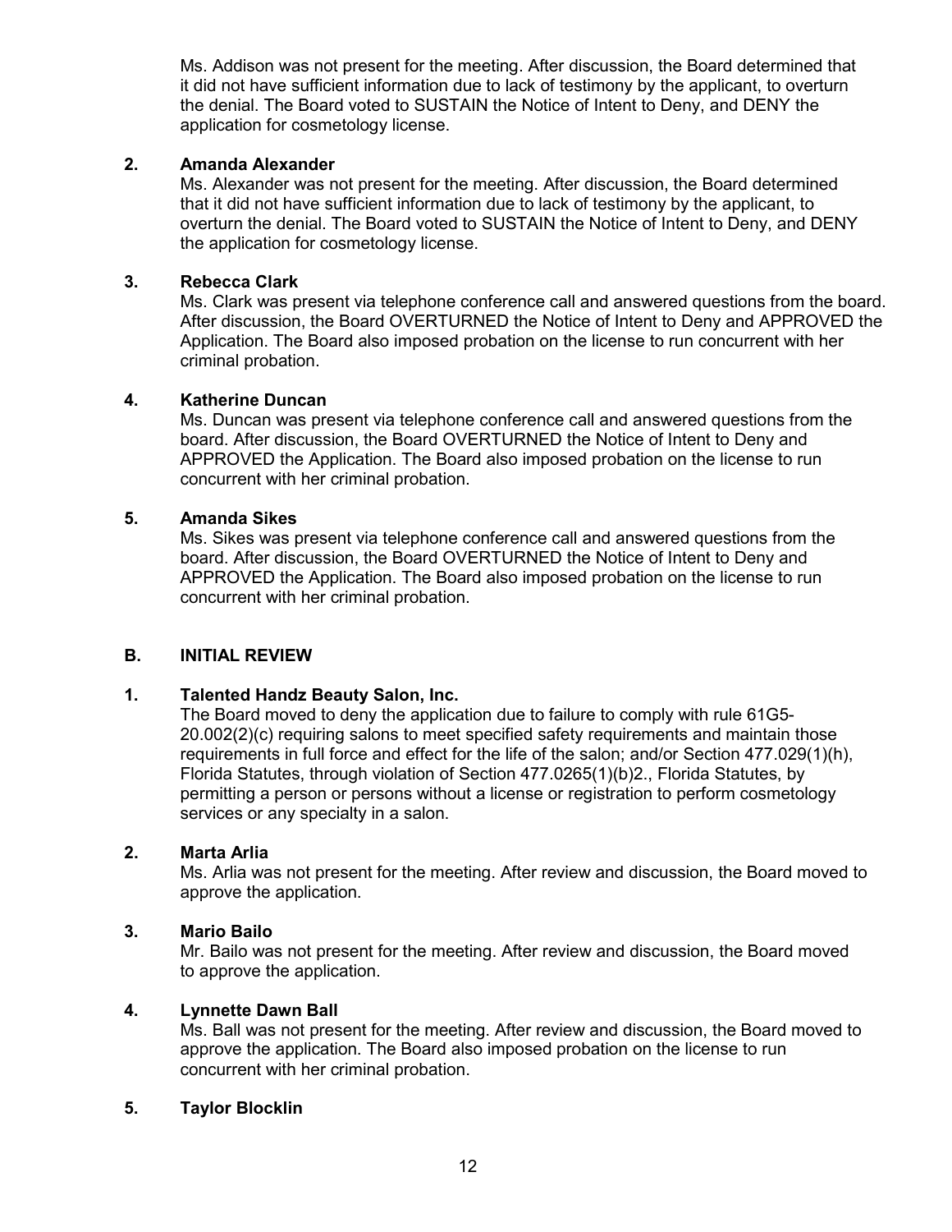Ms. Addison was not present for the meeting. After discussion, the Board determined that it did not have sufficient information due to lack of testimony by the applicant, to overturn the denial. The Board voted to SUSTAIN the Notice of Intent to Deny, and DENY the application for cosmetology license.

**2. Amanda Alexander**

Ms. Alexander was not present for the meeting. After discussion, the Board determined that it did not have sufficient information due to lack of testimony by the applicant, to overturn the denial. The Board voted to SUSTAIN the Notice of Intent to Deny, and DENY the application for cosmetology license.

**3. Rebecca Clark**

Ms. Clark was present via telephone conference call and answered questions from the board. After discussion, the Board OVERTURNED the Notice of Intent to Deny and APPROVED the Application. The Board also imposed probation on the license to run concurrent with her criminal probation.

**4. Katherine Duncan**

Ms. Duncan was present via telephone conference call and answered questions from the board. After discussion, the Board OVERTURNED the Notice of Intent to Deny and APPROVED the Application. The Board also imposed probation on the license to run concurrent with her criminal probation.

**5. Amanda Sikes**

Ms. Sikes was present via telephone conference call and answered questions from the board. After discussion, the Board OVERTURNED the Notice of Intent to Deny and APPROVED the Application. The Board also imposed probation on the license to run concurrent with her criminal probation.

## B. INITIAL REVIEW

**1. Talented Handz Beauty Salon, Inc.**

The Board moved to deny the application due to failure to comply with rule 61G5-20.002(2)(c) requiring salons to meet specified safety requirements and maintain those requirements in full force and effect for the life of the salon; and/or Section 477.029(1)(h), Florida Statutes, through violation of Section 477.0265(1)(b)2., Florida Statutes, by permitting a person or persons without a license or registration to perform cosmetology services or any specialty in a salon.

**2. Marta Arlia**

Ms. Arlia was not present for the meeting. After review and discussion, the Board moved to approve the application.

**3. Mario Bailo**

Mr. Bailo was not present for the meeting. After review and discussion, the Board moved to approve the application.

**4. Lynnette Dawn Ball**

Ms. Ball was not present for the meeting. After review and discussion, the Board moved to approve the application. The Board also imposed probation on the license to run concurrent with her criminal probation.

**5. Taylor Blocklin**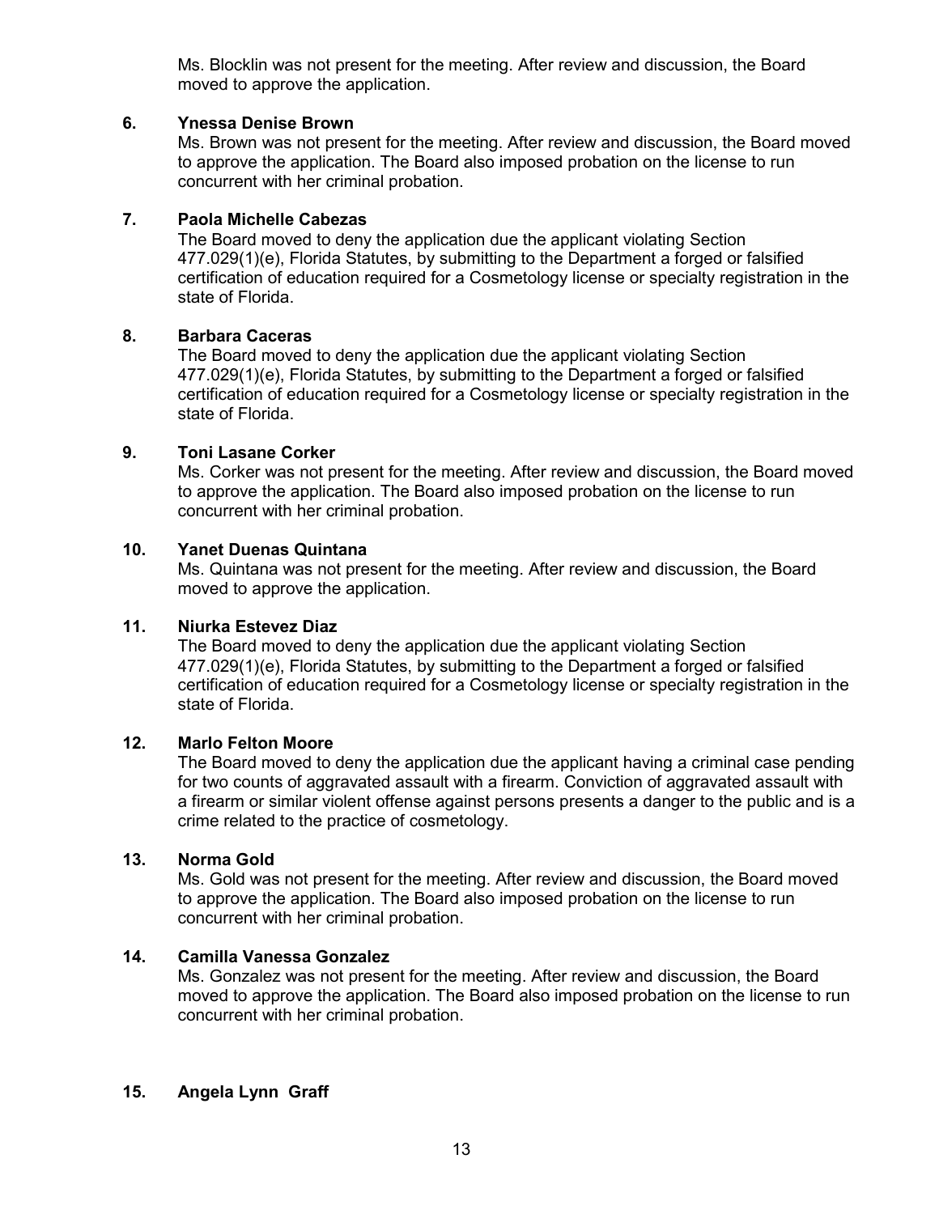Ms. Blocklin was not present for the meeting. After review and discussion, the Board moved to approve the application.

**6. Ynessa Denise Brown**

Ms. Brown was not present for the meeting. After review and discussion, the Board moved to approve the application. The Board also imposed probation on the license to run concurrent with her criminal probation.

**7. Paola Michelle Cabezas**

The Board moved to deny the application due the applicant violating Section 477.029(1)(e), Florida Statutes, by submitting to the Department a forged or falsified certification of education required for a Cosmetology license or specialty registration in the state of Florida.

**8. Barbara Caceras**

The Board moved to deny the application due the applicant violating Section 477.029(1)(e), Florida Statutes, by submitting to the Department a forged or falsified certification of education required for a Cosmetology license or specialty registration in the state of Florida.

**9. Toni Lasane Corker**

Ms. Corker was not present for the meeting. After review and discussion, the Board moved to approve the application. The Board also imposed probation on the license to run concurrent with her criminal probation.

**10. Yanet Duenas Quintana**

Ms. Quintana was not present for the meeting. After review and discussion, the Board moved to approve the application.

**11. Niurka Estevez Diaz**

The Board moved to deny the application due the applicant violating Section 477.029(1)(e), Florida Statutes, by submitting to the Department a forged or falsified certification of education required for a Cosmetology license or specialty registration in the state of Florida.

**12. Marlo Felton Moore**

The Board moved to deny the application due the applicant having a criminal case pending for two counts of aggravated assault with a firearm. Conviction of aggravated assault with a firearm or similar violent offense against persons presents a danger to the public and is a crime related to the practice of cosmetology.

**13. Norma Gold**

Ms. Gold was not present for the meeting. After review and discussion, the Board moved to approve the application. The Board also imposed probation on the license to run concurrent with her criminal probation.

**14. Camilla Vanessa Gonzalez**

Ms. Gonzalez was not present for the meeting. After review and discussion, the Board moved to approve the application. The Board also imposed probation on the license to run concurrent with her criminal probation.

**15. Angela Lynn Graff**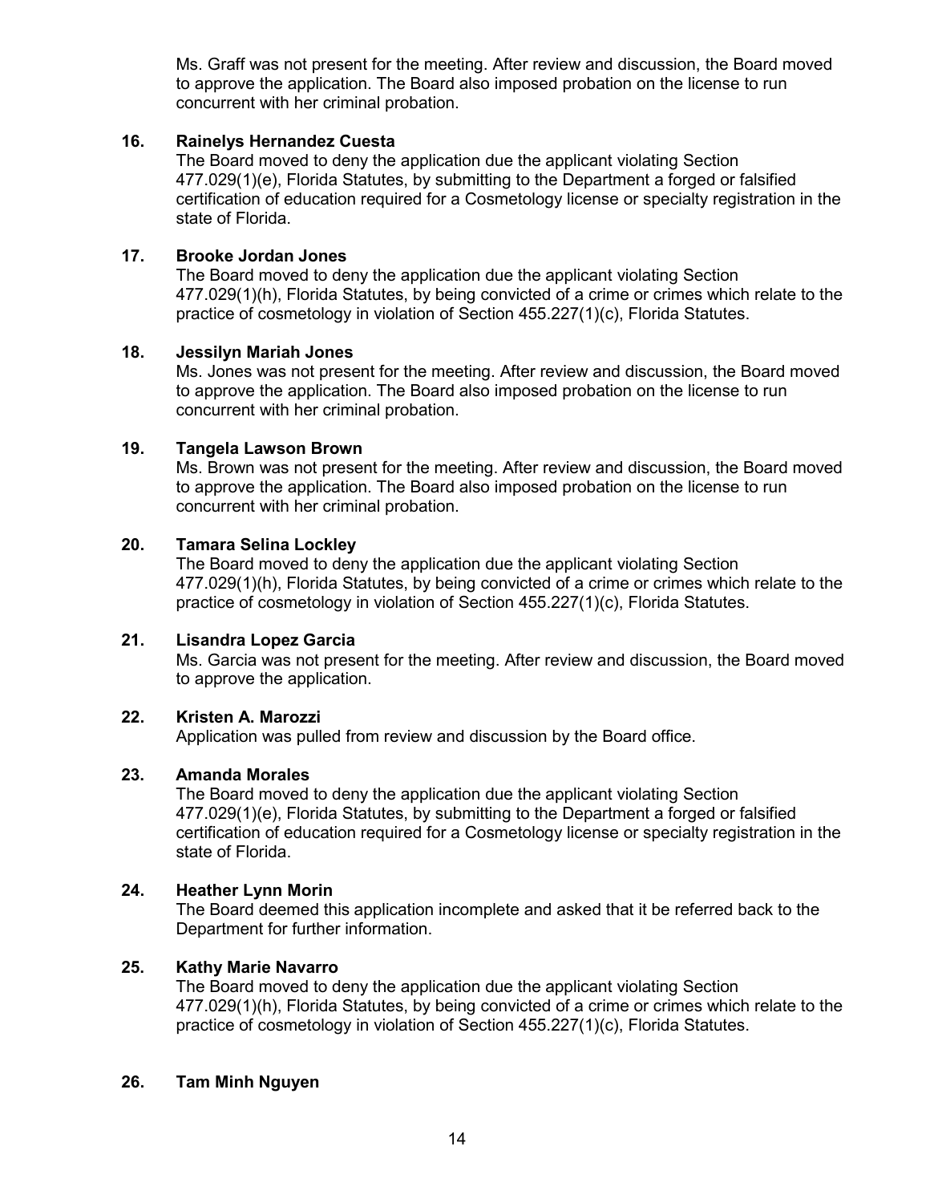Ms. Graff was not present for the meeting. After review and discussion, the Board moved to approve the application. The Board also imposed probation on the license to run concurrent with her criminal probation.

**16. Rainelys Hernandez Cuesta**

The Board moved to deny the application due the applicant violating Section 477.029(1)(e), Florida Statutes, by submitting to the Department a forged or falsified certification of education required for a Cosmetology license or specialty registration in the state of Florida.

**17. Brooke Jordan Jones**

The Board moved to deny the application due the applicant violating Section 477.029(1)(h), Florida Statutes, by being convicted of a crime or crimes which relate to the practice of cosmetology in violation of Section 455.227(1)(c), Florida Statutes.

**18. Jessilyn Mariah Jones**

Ms. Jones was not present for the meeting. After review and discussion, the Board moved to approve the application. The Board also imposed probation on the license to run concurrent with her criminal probation.

**19. Tangela Lawson Brown**

Ms. Brown was not present for the meeting. After review and discussion, the Board moved to approve the application. The Board also imposed probation on the license to run concurrent with her criminal probation.

**20. Tamara Selina Lockley**

The Board moved to deny the application due the applicant violating Section 477.029(1)(h), Florida Statutes, by being convicted of a crime or crimes which relate to the practice of cosmetology in violation of Section 455.227(1)(c), Florida Statutes.

**21. Lisandra Lopez Garcia**

Ms. Garcia was not present for the meeting. After review and discussion, the Board moved to approve the application.

**22. Kristen A. Marozzi**

Application was pulled from review and discussion by the Board office.

**23. Amanda Morales**

The Board moved to deny the application due the applicant violating Section 477.029(1)(e), Florida Statutes, by submitting to the Department a forged or falsified certification of education required for a Cosmetology license or specialty registration in the state of Florida.

**24. Heather Lynn Morin**

The Board deemed this application incomplete and asked that it be referred back to the Department for further information.

**25. Kathy Marie Navarro**

The Board moved to deny the application due the applicant violating Section 477.029(1)(h), Florida Statutes, by being convicted of a crime or crimes which relate to the practice of cosmetology in violation of Section 455.227(1)(c), Florida Statutes.

**26. Tam Minh Nguyen**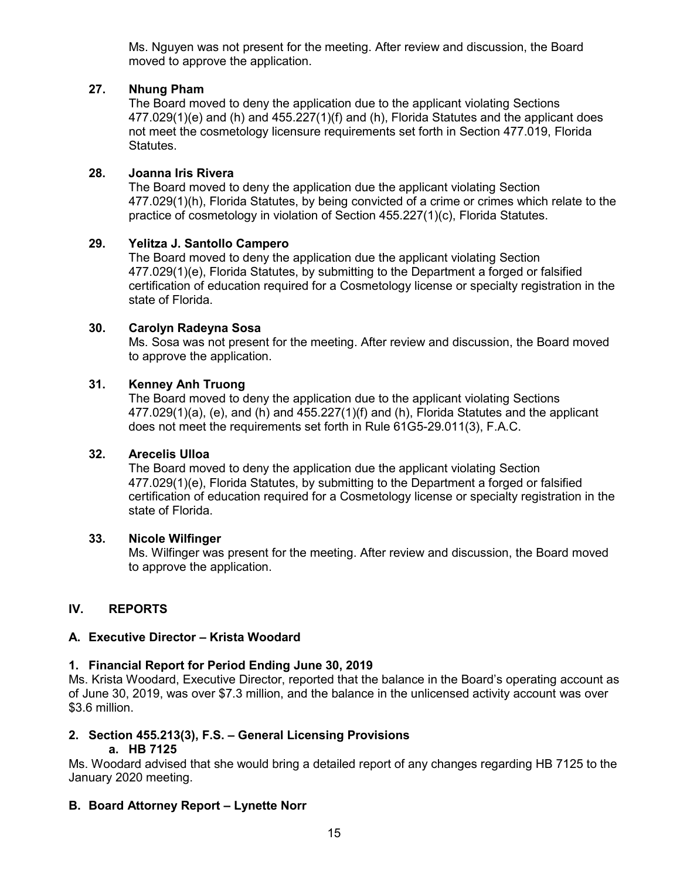Ms. Nguyen was not present for the meeting. After review and discussion, the Board moved to approve the application.

**27. Nhung Pham**

The Board moved to deny the application due to the applicant violating Sections 477.029(1)(e) and (h) and 455.227(1)(f) and (h), Florida Statutes and the applicant does not meet the cosmetology licensure requirements set forth in Section 477.019, Florida Statutes.

**28. Joanna Iris Rivera**

The Board moved to deny the application due the applicant violating Section 477.029(1)(h), Florida Statutes, by being convicted of a crime or crimes which relate to the practice of cosmetology in violation of Section 455.227(1)(c), Florida Statutes.

**29. Yelitza J. Santollo Campero**

The Board moved to deny the application due the applicant violating Section 477.029(1)(e), Florida Statutes, by submitting to the Department a forged or falsified certification of education required for a Cosmetology license or specialty registration in the state of Florida.

**30. Carolyn Radeyna Sosa**

Ms. Sosa was not present for the meeting. After review and discussion, the Board moved to approve the application.

**31. Kenney Anh Truong**

The Board moved to deny the application due to the applicant violating Sections 477.029(1)(a), (e), and (h) and 455.227(1)(f) and (h), Florida Statutes and the applicant does not meet the requirements set forth in Rule 61G5-29.011(3), F.A.C.

**32. Arecelis Ulloa**

The Board moved to deny the application due the applicant violating Section 477.029(1)(e), Florida Statutes, by submitting to the Department a forged or falsified certification of education required for a Cosmetology license or specialty registration in the state of Florida.

**33. Nicole Wilfinger**

Ms. Wilfinger was present for the meeting. After review and discussion, the Board moved to approve the application.

## IV. REPORTS

### A. Executive Director – Krista Woodard

#### 1. Financial Report for Period Ending June 30, 2019

Ms. Krista Woodard, Executive Director, reported that the balance in the Board's operating account as of June 30, 2019, was over $7.3 million, and the balance in the unlicensed activity account was over $3.6 million.

#### 2. Section 455.213(3), F.S. – General Licensing Provisions

**a. HB 7125**

Ms. Woodard advised that she would bring a detailed report of any changes regarding HB 7125 to the January 2020 meeting.

### B. Board Attorney Report – Lynette Norr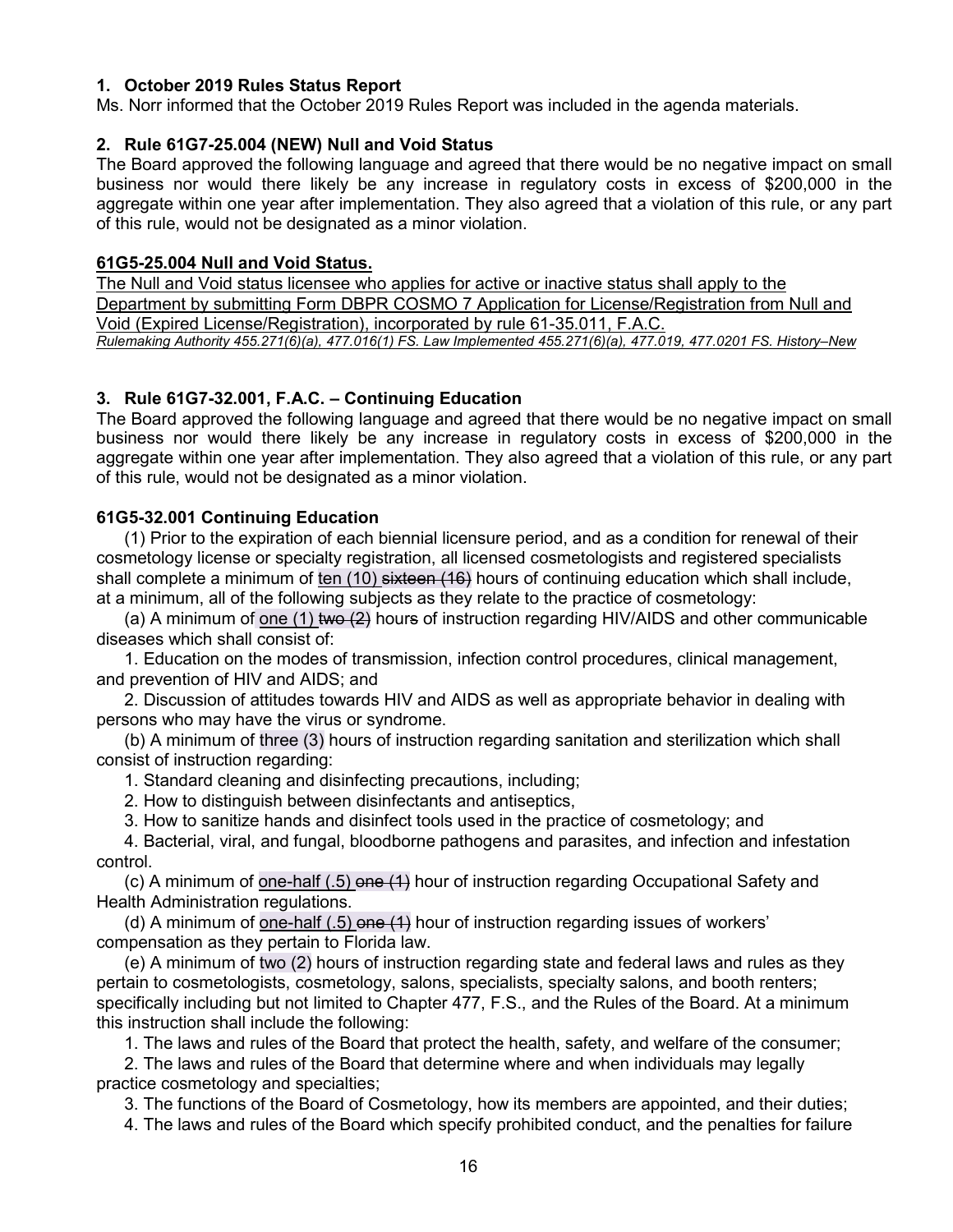**1. October 2019 Rules Status Report**
Ms. Norr informed that the October 2019 Rules Report was included in the agenda materials.

**2. Rule 61G7-25.004 (NEW) Null and Void Status**
The Board approved the following language and agreed that there would be no negative impact on small business nor would there likely be any increase in regulatory costs in excess of $200,000 in the aggregate within one year after implementation. They also agreed that a violation of this rule, or any part of this rule, would not be designated as a minor violation.

<u>**61G5-25.004 Null and Void Status.**</u>

<u>The Null and Void status licensee who applies for active or inactive status shall apply to the Department by submitting Form DBPR COSMO 7 Application for License/Registration from Null and Void (Expired License/Registration), incorporated by rule 61-35.011, F.A.C.</u>

*Rulemaking Authority 455.271(6)(a), 477.016(1) FS. Law Implemented 455.271(6)(a), 477.019, 477.0201 FS. History–New*

**3. Rule 61G7-32.001, F.A.C. – Continuing Education**
The Board approved the following language and agreed that there would be no negative impact on small business nor would there likely be any increase in regulatory costs in excess of $200,000 in the aggregate within one year after implementation. They also agreed that a violation of this rule, or any part of this rule, would not be designated as a minor violation.

**61G5-32.001 Continuing Education**

(1) Prior to the expiration of each biennial licensure period, and as a condition for renewal of their cosmetology license or specialty registration, all licensed cosmetologists and registered specialists shall complete a minimum of <u>ten (10)</u> ~~sixteen (16)~~ hours of continuing education which shall include, at a minimum, all of the following subjects as they relate to the practice of cosmetology:

(a) A minimum of <u>one (1)</u> ~~two (2)~~ hour~~s~~ of instruction regarding HIV/AIDS and other communicable diseases which shall consist of:

1. Education on the modes of transmission, infection control procedures, clinical management, and prevention of HIV and AIDS; and

2. Discussion of attitudes towards HIV and AIDS as well as appropriate behavior in dealing with persons who may have the virus or syndrome.

(b) A minimum of three (3) hours of instruction regarding sanitation and sterilization which shall consist of instruction regarding:

1. Standard cleaning and disinfecting precautions, including;

2. How to distinguish between disinfectants and antiseptics,

3. How to sanitize hands and disinfect tools used in the practice of cosmetology; and

4. Bacterial, viral, and fungal, bloodborne pathogens and parasites, and infection and infestation control.

(c) A minimum of <u>one-half (.5)</u> ~~one (1)~~ hour of instruction regarding Occupational Safety and Health Administration regulations.

(d) A minimum of <u>one-half (.5)</u> ~~one (1)~~ hour of instruction regarding issues of workers' compensation as they pertain to Florida law.

(e) A minimum of two (2) hours of instruction regarding state and federal laws and rules as they pertain to cosmetologists, cosmetology, salons, specialists, specialty salons, and booth renters; specifically including but not limited to Chapter 477, F.S., and the Rules of the Board. At a minimum this instruction shall include the following:

1. The laws and rules of the Board that protect the health, safety, and welfare of the consumer;

2. The laws and rules of the Board that determine where and when individuals may legally practice cosmetology and specialties;

3. The functions of the Board of Cosmetology, how its members are appointed, and their duties;

4. The laws and rules of the Board which specify prohibited conduct, and the penalties for failure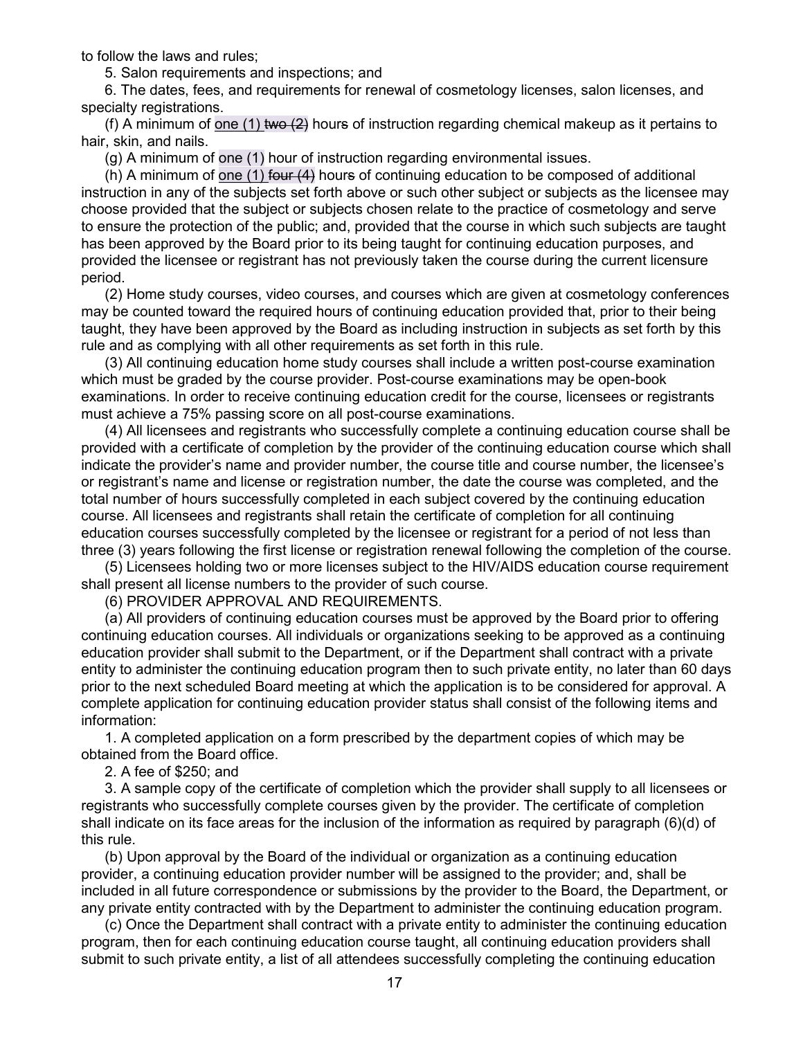to follow the laws and rules;

5. Salon requirements and inspections; and

6. The dates, fees, and requirements for renewal of cosmetology licenses, salon licenses, and specialty registrations.

(f) A minimum of <u>one (1)</u> ~~two (2)~~ hour~~s~~ of instruction regarding chemical makeup as it pertains to hair, skin, and nails.

(g) A minimum of one (1) hour of instruction regarding environmental issues.

(h) A minimum of <u>one (1)</u> ~~four (4)~~ hour~~s~~ of continuing education to be composed of additional instruction in any of the subjects set forth above or such other subject or subjects as the licensee may choose provided that the subject or subjects chosen relate to the practice of cosmetology and serve to ensure the protection of the public; and, provided that the course in which such subjects are taught has been approved by the Board prior to its being taught for continuing education purposes, and provided the licensee or registrant has not previously taken the course during the current licensure period.

(2) Home study courses, video courses, and courses which are given at cosmetology conferences may be counted toward the required hours of continuing education provided that, prior to their being taught, they have been approved by the Board as including instruction in subjects as set forth by this rule and as complying with all other requirements as set forth in this rule.

(3) All continuing education home study courses shall include a written post-course examination which must be graded by the course provider. Post-course examinations may be open-book examinations. In order to receive continuing education credit for the course, licensees or registrants must achieve a 75% passing score on all post-course examinations.

(4) All licensees and registrants who successfully complete a continuing education course shall be provided with a certificate of completion by the provider of the continuing education course which shall indicate the provider's name and provider number, the course title and course number, the licensee's or registrant's name and license or registration number, the date the course was completed, and the total number of hours successfully completed in each subject covered by the continuing education course. All licensees and registrants shall retain the certificate of completion for all continuing education courses successfully completed by the licensee or registrant for a period of not less than three (3) years following the first license or registration renewal following the completion of the course.

(5) Licensees holding two or more licenses subject to the HIV/AIDS education course requirement shall present all license numbers to the provider of such course.

(6) PROVIDER APPROVAL AND REQUIREMENTS.

(a) All providers of continuing education courses must be approved by the Board prior to offering continuing education courses. All individuals or organizations seeking to be approved as a continuing education provider shall submit to the Department, or if the Department shall contract with a private entity to administer the continuing education program then to such private entity, no later than 60 days prior to the next scheduled Board meeting at which the application is to be considered for approval. A complete application for continuing education provider status shall consist of the following items and information:

1. A completed application on a form prescribed by the department copies of which may be obtained from the Board office.

2. A fee of $250; and

3. A sample copy of the certificate of completion which the provider shall supply to all licensees or registrants who successfully complete courses given by the provider. The certificate of completion shall indicate on its face areas for the inclusion of the information as required by paragraph (6)(d) of this rule.

(b) Upon approval by the Board of the individual or organization as a continuing education provider, a continuing education provider number will be assigned to the provider; and, shall be included in all future correspondence or submissions by the provider to the Board, the Department, or any private entity contracted with by the Department to administer the continuing education program.

(c) Once the Department shall contract with a private entity to administer the continuing education program, then for each continuing education course taught, all continuing education providers shall submit to such private entity, a list of all attendees successfully completing the continuing education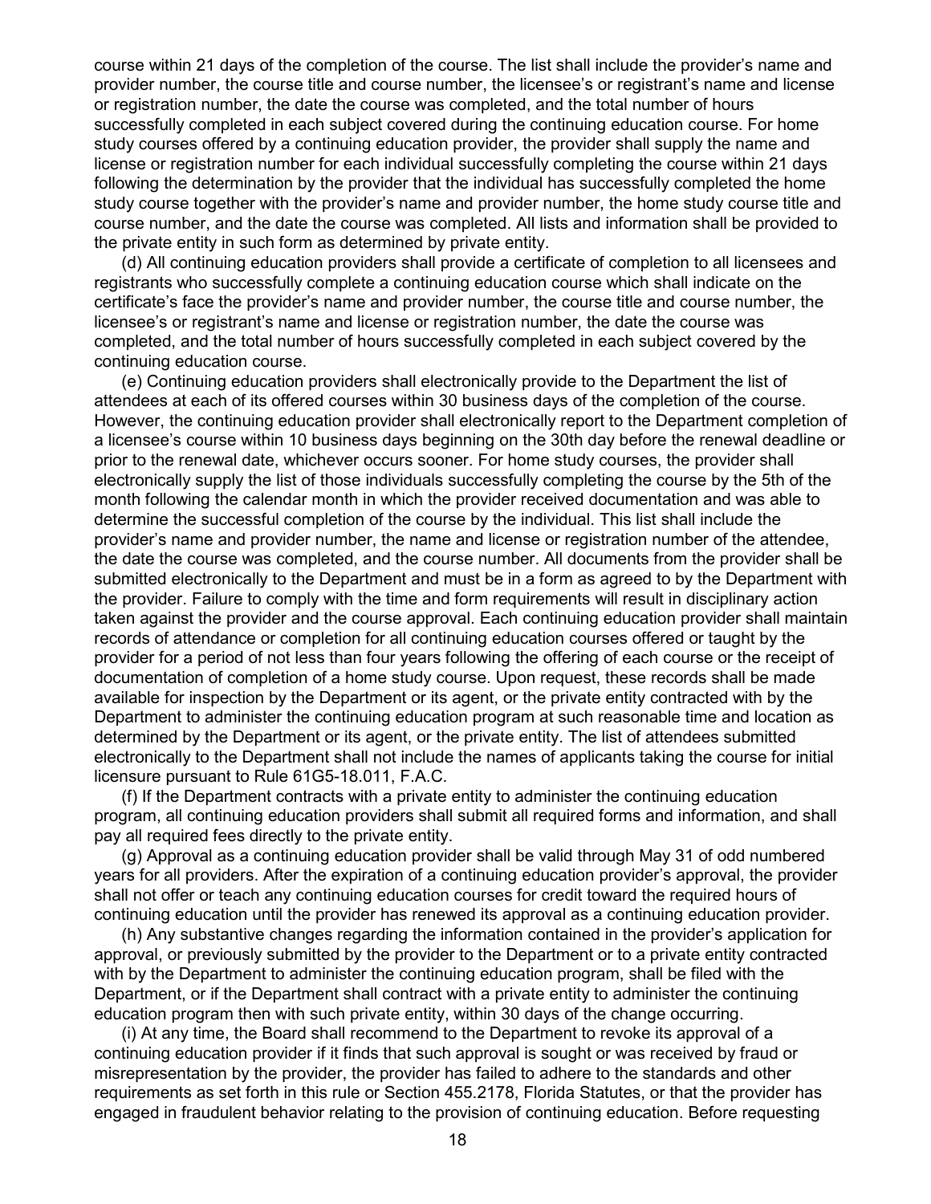course within 21 days of the completion of the course. The list shall include the provider's name and provider number, the course title and course number, the licensee's or registrant's name and license or registration number, the date the course was completed, and the total number of hours successfully completed in each subject covered during the continuing education course. For home study courses offered by a continuing education provider, the provider shall supply the name and license or registration number for each individual successfully completing the course within 21 days following the determination by the provider that the individual has successfully completed the home study course together with the provider's name and provider number, the home study course title and course number, and the date the course was completed. All lists and information shall be provided to the private entity in such form as determined by private entity.

(d) All continuing education providers shall provide a certificate of completion to all licensees and registrants who successfully complete a continuing education course which shall indicate on the certificate's face the provider's name and provider number, the course title and course number, the licensee's or registrant's name and license or registration number, the date the course was completed, and the total number of hours successfully completed in each subject covered by the continuing education course.

(e) Continuing education providers shall electronically provide to the Department the list of attendees at each of its offered courses within 30 business days of the completion of the course. However, the continuing education provider shall electronically report to the Department completion of a licensee's course within 10 business days beginning on the 30th day before the renewal deadline or prior to the renewal date, whichever occurs sooner. For home study courses, the provider shall electronically supply the list of those individuals successfully completing the course by the 5th of the month following the calendar month in which the provider received documentation and was able to determine the successful completion of the course by the individual. This list shall include the provider's name and provider number, the name and license or registration number of the attendee, the date the course was completed, and the course number. All documents from the provider shall be submitted electronically to the Department and must be in a form as agreed to by the Department with the provider. Failure to comply with the time and form requirements will result in disciplinary action taken against the provider and the course approval. Each continuing education provider shall maintain records of attendance or completion for all continuing education courses offered or taught by the provider for a period of not less than four years following the offering of each course or the receipt of documentation of completion of a home study course. Upon request, these records shall be made available for inspection by the Department or its agent, or the private entity contracted with by the Department to administer the continuing education program at such reasonable time and location as determined by the Department or its agent, or the private entity. The list of attendees submitted electronically to the Department shall not include the names of applicants taking the course for initial licensure pursuant to Rule 61G5-18.011, F.A.C.

(f) If the Department contracts with a private entity to administer the continuing education program, all continuing education providers shall submit all required forms and information, and shall pay all required fees directly to the private entity.

(g) Approval as a continuing education provider shall be valid through May 31 of odd numbered years for all providers. After the expiration of a continuing education provider's approval, the provider shall not offer or teach any continuing education courses for credit toward the required hours of continuing education until the provider has renewed its approval as a continuing education provider.

(h) Any substantive changes regarding the information contained in the provider's application for approval, or previously submitted by the provider to the Department or to a private entity contracted with by the Department to administer the continuing education program, shall be filed with the Department, or if the Department shall contract with a private entity to administer the continuing education program then with such private entity, within 30 days of the change occurring.

(i) At any time, the Board shall recommend to the Department to revoke its approval of a continuing education provider if it finds that such approval is sought or was received by fraud or misrepresentation by the provider, the provider has failed to adhere to the standards and other requirements as set forth in this rule or Section 455.2178, Florida Statutes, or that the provider has engaged in fraudulent behavior relating to the provision of continuing education. Before requesting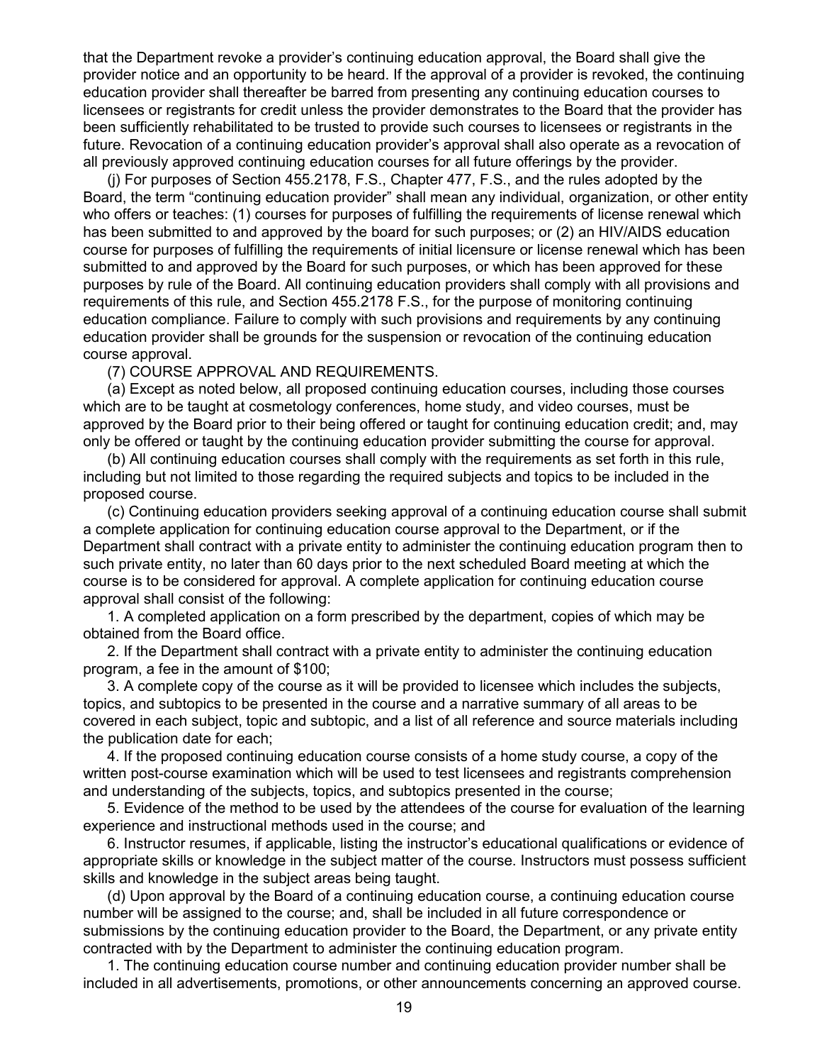that the Department revoke a provider's continuing education approval, the Board shall give the provider notice and an opportunity to be heard. If the approval of a provider is revoked, the continuing education provider shall thereafter be barred from presenting any continuing education courses to licensees or registrants for credit unless the provider demonstrates to the Board that the provider has been sufficiently rehabilitated to be trusted to provide such courses to licensees or registrants in the future. Revocation of a continuing education provider's approval shall also operate as a revocation of all previously approved continuing education courses for all future offerings by the provider.

(j) For purposes of Section 455.2178, F.S., Chapter 477, F.S., and the rules adopted by the Board, the term "continuing education provider" shall mean any individual, organization, or other entity who offers or teaches: (1) courses for purposes of fulfilling the requirements of license renewal which has been submitted to and approved by the board for such purposes; or (2) an HIV/AIDS education course for purposes of fulfilling the requirements of initial licensure or license renewal which has been submitted to and approved by the Board for such purposes, or which has been approved for these purposes by rule of the Board. All continuing education providers shall comply with all provisions and requirements of this rule, and Section 455.2178 F.S., for the purpose of monitoring continuing education compliance. Failure to comply with such provisions and requirements by any continuing education provider shall be grounds for the suspension or revocation of the continuing education course approval.

(7) COURSE APPROVAL AND REQUIREMENTS.

(a) Except as noted below, all proposed continuing education courses, including those courses which are to be taught at cosmetology conferences, home study, and video courses, must be approved by the Board prior to their being offered or taught for continuing education credit; and, may only be offered or taught by the continuing education provider submitting the course for approval.

(b) All continuing education courses shall comply with the requirements as set forth in this rule, including but not limited to those regarding the required subjects and topics to be included in the proposed course.

(c) Continuing education providers seeking approval of a continuing education course shall submit a complete application for continuing education course approval to the Department, or if the Department shall contract with a private entity to administer the continuing education program then to such private entity, no later than 60 days prior to the next scheduled Board meeting at which the course is to be considered for approval. A complete application for continuing education course approval shall consist of the following:

1. A completed application on a form prescribed by the department, copies of which may be obtained from the Board office.

2. If the Department shall contract with a private entity to administer the continuing education program, a fee in the amount of $100;

3. A complete copy of the course as it will be provided to licensee which includes the subjects, topics, and subtopics to be presented in the course and a narrative summary of all areas to be covered in each subject, topic and subtopic, and a list of all reference and source materials including the publication date for each;

4. If the proposed continuing education course consists of a home study course, a copy of the written post-course examination which will be used to test licensees and registrants comprehension and understanding of the subjects, topics, and subtopics presented in the course;

5. Evidence of the method to be used by the attendees of the course for evaluation of the learning experience and instructional methods used in the course; and

6. Instructor resumes, if applicable, listing the instructor's educational qualifications or evidence of appropriate skills or knowledge in the subject matter of the course. Instructors must possess sufficient skills and knowledge in the subject areas being taught.

(d) Upon approval by the Board of a continuing education course, a continuing education course number will be assigned to the course; and, shall be included in all future correspondence or submissions by the continuing education provider to the Board, the Department, or any private entity contracted with by the Department to administer the continuing education program.

1. The continuing education course number and continuing education provider number shall be included in all advertisements, promotions, or other announcements concerning an approved course.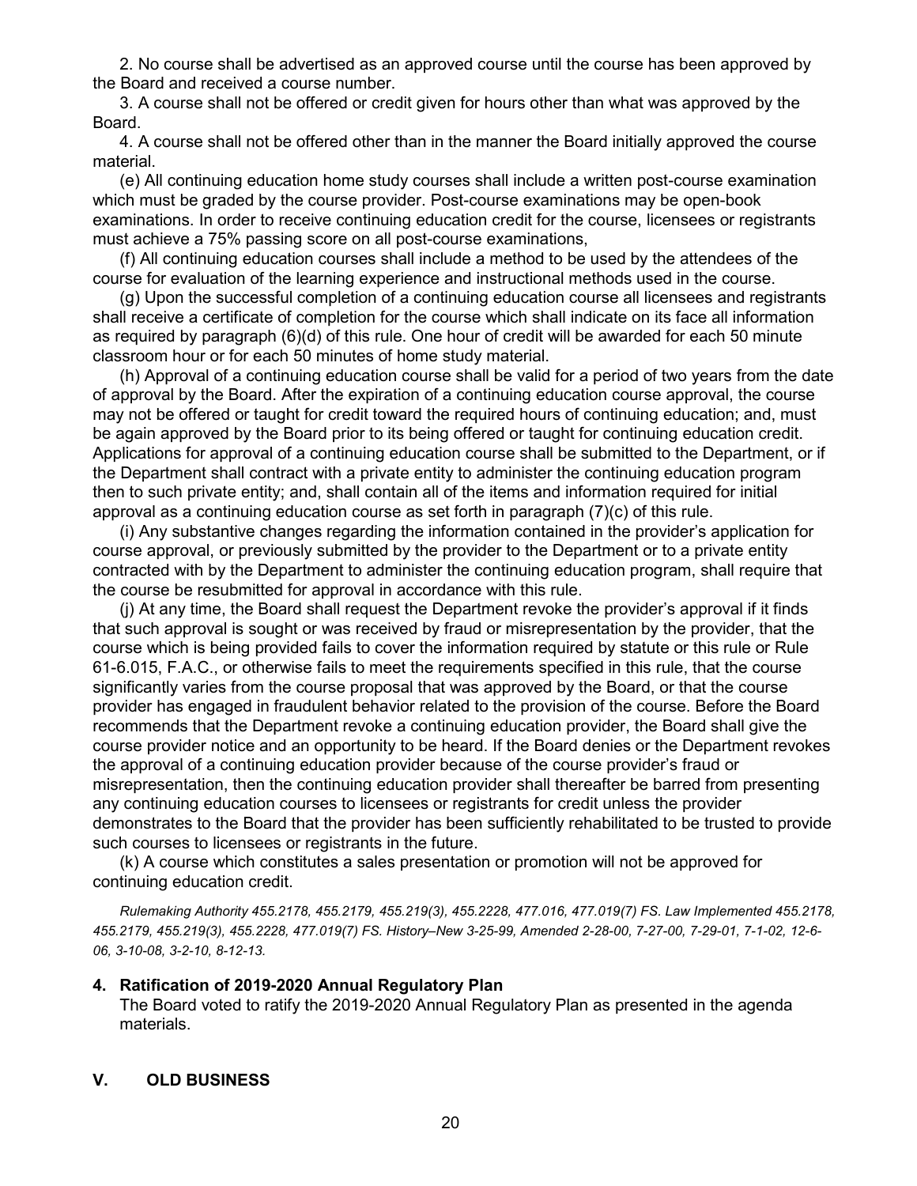2. No course shall be advertised as an approved course until the course has been approved by the Board and received a course number.

3. A course shall not be offered or credit given for hours other than what was approved by the Board.

4. A course shall not be offered other than in the manner the Board initially approved the course material.

(e) All continuing education home study courses shall include a written post-course examination which must be graded by the course provider. Post-course examinations may be open-book examinations. In order to receive continuing education credit for the course, licensees or registrants must achieve a 75% passing score on all post-course examinations,

(f) All continuing education courses shall include a method to be used by the attendees of the course for evaluation of the learning experience and instructional methods used in the course.

(g) Upon the successful completion of a continuing education course all licensees and registrants shall receive a certificate of completion for the course which shall indicate on its face all information as required by paragraph (6)(d) of this rule. One hour of credit will be awarded for each 50 minute classroom hour or for each 50 minutes of home study material.

(h) Approval of a continuing education course shall be valid for a period of two years from the date of approval by the Board. After the expiration of a continuing education course approval, the course may not be offered or taught for credit toward the required hours of continuing education; and, must be again approved by the Board prior to its being offered or taught for continuing education credit. Applications for approval of a continuing education course shall be submitted to the Department, or if the Department shall contract with a private entity to administer the continuing education program then to such private entity; and, shall contain all of the items and information required for initial approval as a continuing education course as set forth in paragraph (7)(c) of this rule.

(i) Any substantive changes regarding the information contained in the provider's application for course approval, or previously submitted by the provider to the Department or to a private entity contracted with by the Department to administer the continuing education program, shall require that the course be resubmitted for approval in accordance with this rule.

(j) At any time, the Board shall request the Department revoke the provider's approval if it finds that such approval is sought or was received by fraud or misrepresentation by the provider, that the course which is being provided fails to cover the information required by statute or this rule or Rule 61-6.015, F.A.C., or otherwise fails to meet the requirements specified in this rule, that the course significantly varies from the course proposal that was approved by the Board, or that the course provider has engaged in fraudulent behavior related to the provision of the course. Before the Board recommends that the Department revoke a continuing education provider, the Board shall give the course provider notice and an opportunity to be heard. If the Board denies or the Department revokes the approval of a continuing education provider because of the course provider's fraud or misrepresentation, then the continuing education provider shall thereafter be barred from presenting any continuing education courses to licensees or registrants for credit unless the provider demonstrates to the Board that the provider has been sufficiently rehabilitated to be trusted to provide such courses to licensees or registrants in the future.

(k) A course which constitutes a sales presentation or promotion will not be approved for continuing education credit.

*Rulemaking Authority 455.2178, 455.2179, 455.219(3), 455.2228, 477.016, 477.019(7) FS. Law Implemented 455.2178, 455.2179, 455.219(3), 455.2228, 477.019(7) FS. History–New 3-25-99, Amended 2-28-00, 7-27-00, 7-29-01, 7-1-02, 12-6-06, 3-10-08, 3-2-10, 8-12-13.*

**4. Ratification of 2019-2020 Annual Regulatory Plan**

The Board voted to ratify the 2019-2020 Annual Regulatory Plan as presented in the agenda materials.

## V. OLD BUSINESS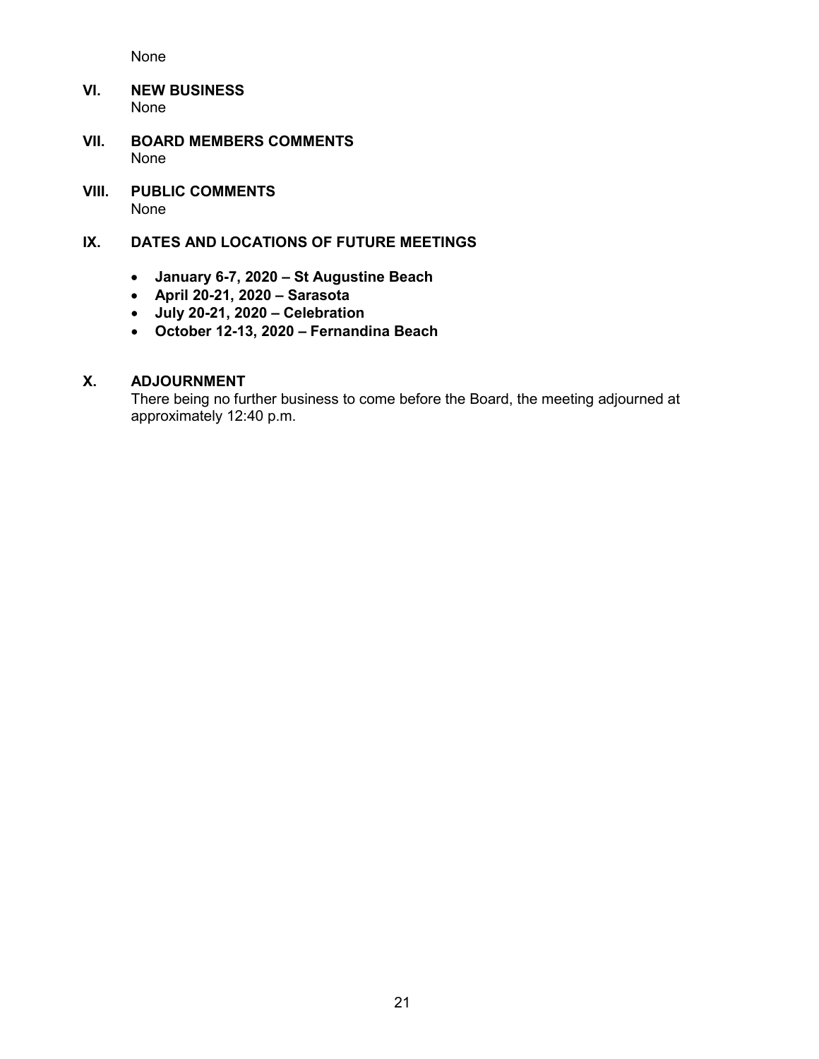None

**VI. NEW BUSINESS**

None

**VII. BOARD MEMBERS COMMENTS**

None

**VIII. PUBLIC COMMENTS**

None

**IX. DATES AND LOCATIONS OF FUTURE MEETINGS**

- **January 6-7, 2020 – St Augustine Beach**
- **April 20-21, 2020 – Sarasota**
- **July 20-21, 2020 – Celebration**
- **October 12-13, 2020 – Fernandina Beach**

**X. ADJOURNMENT**

There being no further business to come before the Board, the meeting adjourned at approximately 12:40 p.m.